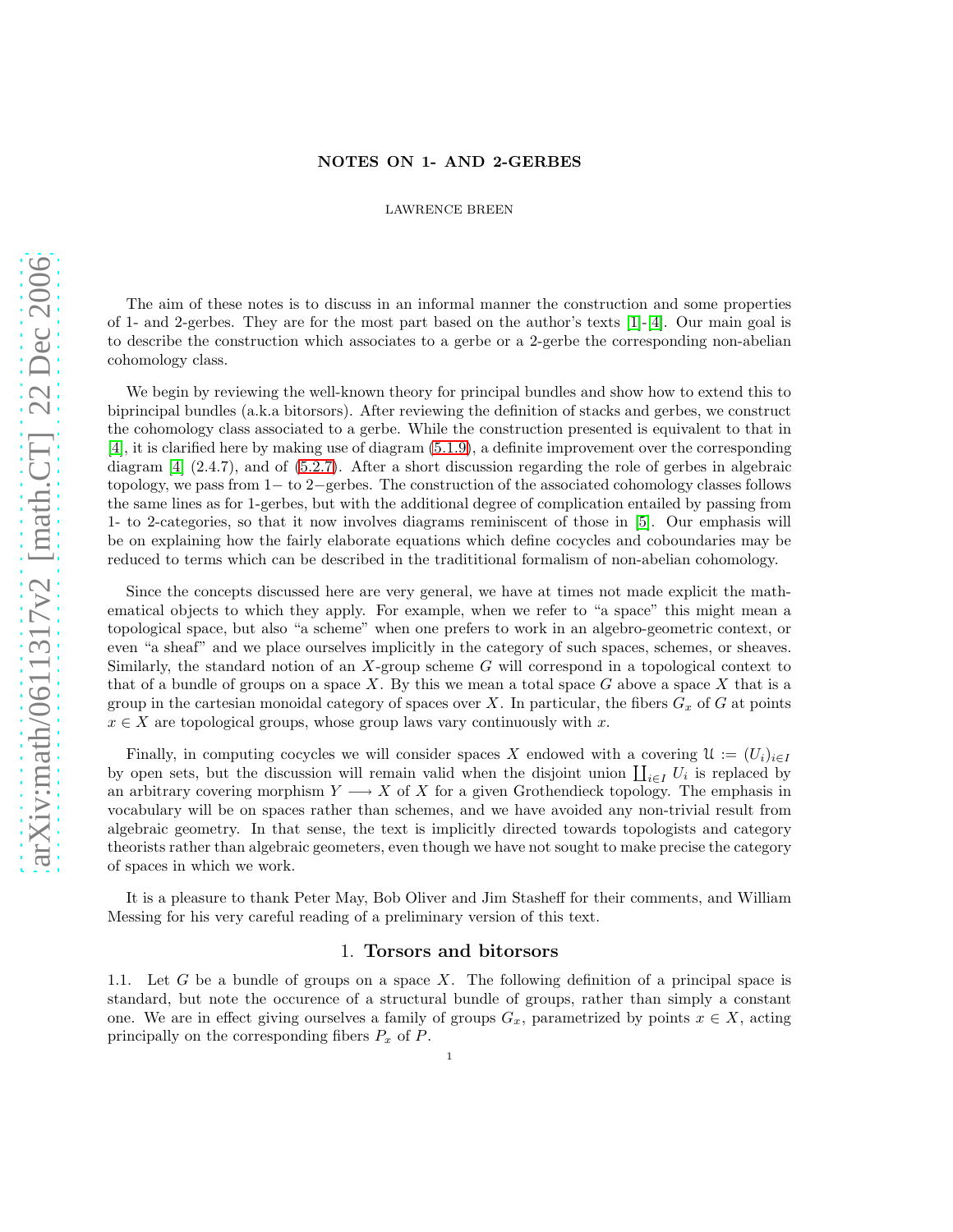# NOTES ON 1- AND 2-GERBES

LAWRENCE BREEN

The aim of these notes is to discuss in an informal manner the construction and some properties of 1- and 2-gerbes. They are for the most part based on the author's texts [1]-[4]. Our main goal is to describe the construction which associates to a gerbe or a 2-gerbe the corresponding non-abelian cohomology class.

We begin by reviewing the well-known theory for principal bundles and show how to extend this to biprincipal bundles (a.k.a bitorsors). After reviewing the definition of stacks and gerbes, we construct the cohomology class associated to a gerbe. While the construction presented is equivalent to that in [4], it is clarified here by making use of diagram (5.1.9), a definite improvement over the corresponding diagram [4] (2.4.7), and of (5.2.7). After a short discussion regarding the role of gerbes in algebraic topology, we pass from 1− to 2−gerbes. The construction of the associated cohomology classes follows the same lines as for 1-gerbes, but with the additional degree of complication entailed by passing from 1- to 2-categories, so that it now involves diagrams reminiscent of those in [5]. Our emphasis will be on explaining how the fairly elaborate equations which define cocycles and coboundaries may be reduced to terms which can be described in the tradititional formalism of non-abelian cohomology.

Since the concepts discussed here are very general, we have at times not made explicit the mathematical objects to which they apply. For example, when we refer to "a space" this might mean a topological space, but also "a scheme" when one prefers to work in an algebro-geometric context, or even "a sheaf" and we place ourselves implicitly in the category of such spaces, schemes, or sheaves. Similarly, the standard notion of an $X$-group scheme $G$ will correspond in a topological context to that of a bundle of groups on a space $X$. By this we mean a total space $G$ above a space $X$ that is a group in the cartesian monoidal category of spaces over $X$. In particular, the fibers $G_x$ of $G$ at points $x \in X$ are topological groups, whose group laws vary continuously with $x$.

Finally, in computing cocycles we will consider spaces $X$ endowed with a covering $\mathcal{U} := (U_i)_{i \in I}$ by open sets, but the discussion will remain valid when the disjoint union $\coprod_{i \in I} U_i$ is replaced by an arbitrary covering morphism $Y \longrightarrow X$ of $X$ for a given Grothendieck topology. The emphasis in vocabulary will be on spaces rather than schemes, and we have avoided any non-trivial result from algebraic geometry. In that sense, the text is implicitly directed towards topologists and category theorists rather than algebraic geometers, even though we have not sought to make precise the category of spaces in which we work.

It is a pleasure to thank Peter May, Bob Oliver and Jim Stasheff for their comments, and William Messing for his very careful reading of a preliminary version of this text.

## 1. Torsors and bitorsors

1.1. Let $G$ be a bundle of groups on a space $X$. The following definition of a principal space is standard, but note the occurence of a structural bundle of groups, rather than simply a constant one. We are in effect giving ourselves a family of groups $G_x$, parametrized by points $x \in X$, acting principally on the corresponding fibers $P_x$ of $P$.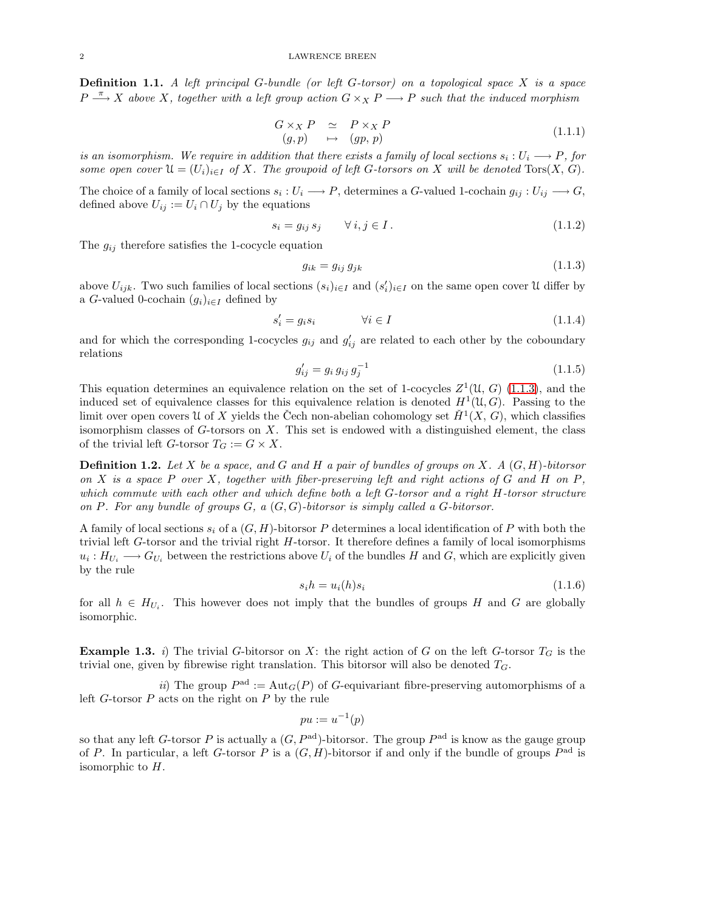**Definition 1.1.** *A left principal $G$-bundle (or left $G$-torsor) on a topological space $X$ is a space $P \xrightarrow{\pi} X$ above $X$, together with a left group action $G \times_X P \longrightarrow P$ such that the induced morphism*

$$\begin{array}{ccc} G \times_X P & \simeq & P \times_X P \\ (g,p) & \mapsto & (gp,\, p) \end{array} \tag{1.1.1}$$

*is an isomorphism. We require in addition that there exists a family of local sections $s_i : U_i \longrightarrow P$, for some open cover $\mathcal{U} = (U_i)_{i \in I}$ of $X$. The groupoid of left $G$-torsors on $X$ will be denoted* $\mathrm{Tors}(X, G)$.

The choice of a family of local sections $s_i : U_i \longrightarrow P$, determines a $G$-valued 1-cochain $g_{ij} : U_{ij} \longrightarrow G$, defined above $U_{ij} := U_i \cap U_j$ by the equations

$$s_i = g_{ij}\, s_j \qquad \forall\, i, j \in I\,. \tag{1.1.2}$$

The $g_{ij}$ therefore satisfies the 1-cocycle equation

$$g_{ik} = g_{ij}\, g_{jk} \tag{1.1.3}$$

above $U_{ijk}$. Two such families of local sections $(s_i)_{i\in I}$ and $(s'_i)_{i \in I}$ on the same open cover $\mathcal{U}$ differ by a $G$-valued 0-cochain $(g_i)_{i \in I}$ defined by

$$s'_i = g_i s_i \qquad \forall i \in I \tag{1.1.4}$$

and for which the corresponding 1-cocycles $g_{ij}$ and $g'_{ij}$ are related to each other by the coboundary relations

$$g'_{ij} = g_i\, g_{ij}\, g_j^{-1} \tag{1.1.5}$$

This equation determines an equivalence relation on the set of 1-cocycles $Z^1(\mathcal{U}, G)$ (1.1.3), and the induced set of equivalence classes for this equivalence relation is denoted $H^1(\mathcal{U}, G)$. Passing to the limit over open covers $\mathcal{U}$ of $X$ yields the Čech non-abelian cohomology set $\check{H}^1(X, G)$, which classifies isomorphism classes of $G$-torsors on $X$. This set is endowed with a distinguished element, the class of the trivial left $G$-torsor $T_G := G \times X$.

**Definition 1.2.** *Let $X$ be a space, and $G$ and $H$ a pair of bundles of groups on $X$. A $(G, H)$-bitorsor on $X$ is a space $P$ over $X$, together with fiber-preserving left and right actions of $G$ and $H$ on $P$, which commute with each other and which define both a left $G$-torsor and a right $H$-torsor structure on $P$. For any bundle of groups $G$, a $(G, G)$-bitorsor is simply called a $G$-bitorsor.*

A family of local sections $s_i$ of a $(G, H)$-bitorsor $P$ determines a local identification of $P$ with both the trivial left $G$-torsor and the trivial right $H$-torsor. It therefore defines a family of local isomorphisms $u_i : H_{U_i} \longrightarrow G_{U_i}$ between the restrictions above $U_i$ of the bundles $H$ and $G$, which are explicitly given by the rule

$$s_i h = u_i(h) s_i \tag{1.1.6}$$

for all $h \in H_{U_i}$. This however does not imply that the bundles of groups $H$ and $G$ are globally isomorphic.

**Example 1.3.** *i)* The trivial $G$-bitorsor on $X$: the right action of $G$ on the left $G$-torsor $T_G$ is the trivial one, given by fibrewise right translation. This bitorsor will also be denoted $T_G$.

*ii)* The group $P^{\mathrm{ad}} := \mathrm{Aut}_G(P)$ of $G$-equivariant fibre-preserving automorphisms of a left $G$-torsor $P$ acts on the right on $P$ by the rule

$$pu := u^{-1}(p)$$

so that any left $G$-torsor $P$ is actually a $(G, P^{\mathrm{ad}})$-bitorsor. The group $P^{\mathrm{ad}}$ is know as the gauge group of $P$. In particular, a left $G$-torsor $P$ is a $(G, H)$-bitorsor if and only if the bundle of groups $P^{\mathrm{ad}}$ is isomorphic to $H$.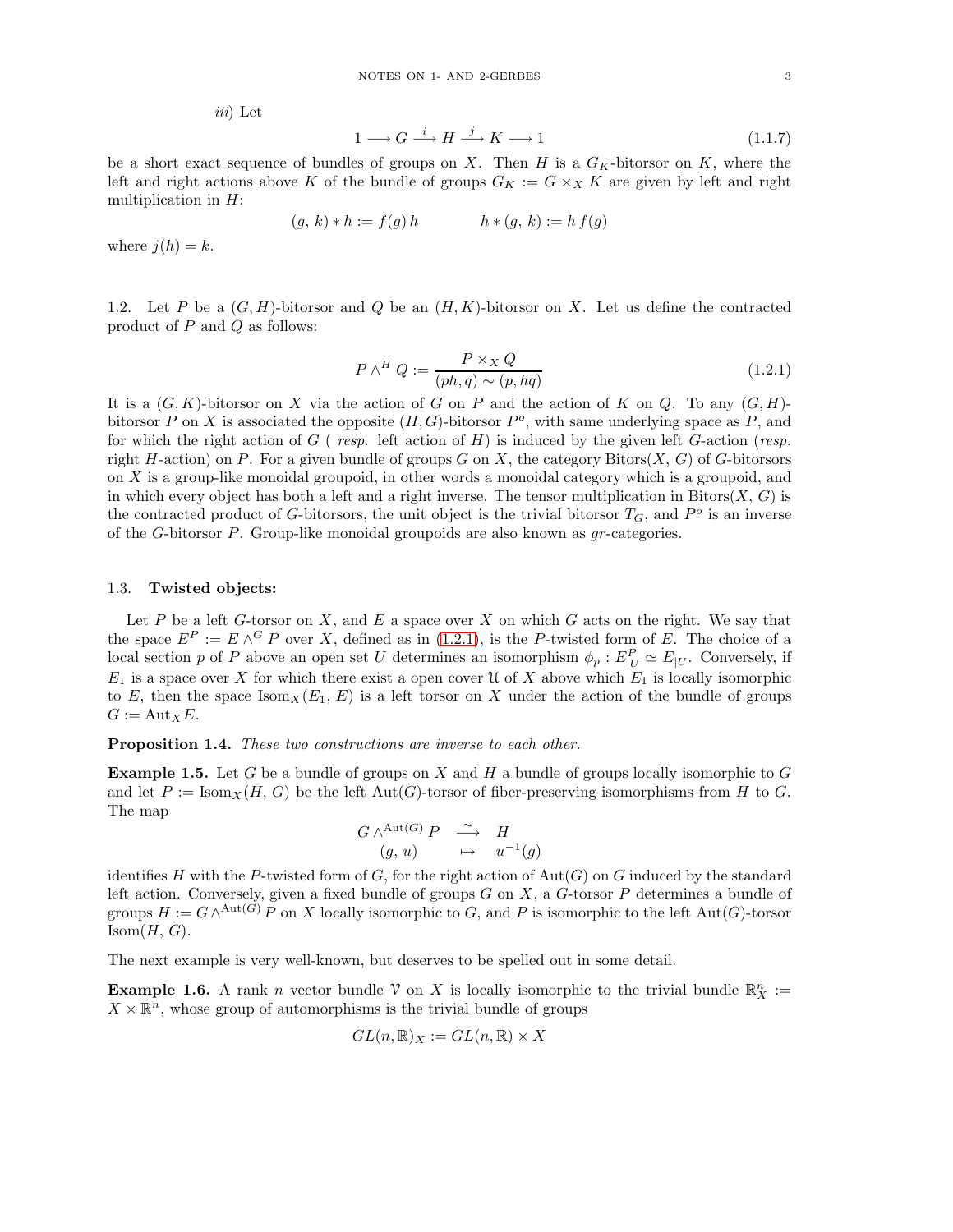*iii)* Let

$$1 \longrightarrow G \xrightarrow{\ i\ } H \xrightarrow{\ j\ } K \longrightarrow 1 \tag{1.1.7}$$

be a short exact sequence of bundles of groups on $X$. Then $H$ is a $G_K$-bitorsor on $K$, where the left and right actions above $K$ of the bundle of groups $G_K := G \times_X K$ are given by left and right multiplication in $H$:

$$(g,\, k) * h := f(g)\, h \qquad\qquad h * (g,\, k) := h\, f(g)$$

where $j(h) = k$.

1.2. Let $P$ be a $(G, H)$-bitorsor and $Q$ be an $(H, K)$-bitorsor on $X$. Let us define the contracted product of $P$ and $Q$ as follows:

$$P \wedge^H Q := \frac{P \times_X Q}{(ph, q) \sim (p, hq)} \tag{1.2.1}$$

It is a $(G, K)$-bitorsor on $X$ via the action of $G$ on $P$ and the action of $K$ on $Q$. To any $(G, H)$-bitorsor $P$ on $X$ is associated the opposite $(H, G)$-bitorsor $P^o$, with same underlying space as $P$, and for which the right action of $G$ ( *resp.* left action of $H$) is induced by the given left $G$-action (*resp.* right $H$-action) on $P$. For a given bundle of groups $G$ on $X$, the category $\mathrm{Bitors}(X,\, G)$ of $G$-bitorsors on $X$ is a group-like monoidal groupoid, in other words a monoidal category which is a groupoid, and in which every object has both a left and a right inverse. The tensor multiplication in $\mathrm{Bitors}(X,\, G)$ is the contracted product of $G$-bitorsors, the unit object is the trivial bitorsor $T_G$, and $P^o$ is an inverse of the $G$-bitorsor $P$. Group-like monoidal groupoids are also known as *gr*-categories.

### 1.3. Twisted objects:

Let $P$ be a left $G$-torsor on $X$, and $E$ a space over $X$ on which $G$ acts on the right. We say that the space $E^P := E \wedge^G P$ over $X$, defined as in (1.2.1), is the $P$-twisted form of $E$. The choice of a local section $p$ of $P$ above an open set $U$ determines an isomorphism $\phi_p : E^P_{|U} \simeq E_{|U}$. Conversely, if $E_1$ is a space over $X$ for which there exist a open cover $\mathfrak{U}$ of $X$ above which $E_1$ is locally isomorphic to $E$, then the space $\mathrm{Isom}_X(E_1,\, E)$ is a left torsor on $X$ under the action of the bundle of groups $G := \mathrm{Aut}_X E$.

**Proposition 1.4.** *These two constructions are inverse to each other.*

**Example 1.5.** Let $G$ be a bundle of groups on $X$ and $H$ a bundle of groups locally isomorphic to $G$ and let $P := \mathrm{Isom}_X(H,\, G)$ be the left $\mathrm{Aut}(G)$-torsor of fiber-preserving isomorphisms from $H$ to $G$. The map

$$\begin{array}{ccc} G \wedge^{\mathrm{Aut}(G)} P & \stackrel{\sim}{\longrightarrow} & H \\ (g,\, u) & \mapsto & u^{-1}(g) \end{array}$$

identifies $H$ with the $P$-twisted form of $G$, for the right action of $\mathrm{Aut}(G)$ on $G$ induced by the standard left action. Conversely, given a fixed bundle of groups $G$ on $X$, a $G$-torsor $P$ determines a bundle of groups $H := G \wedge^{\mathrm{Aut}(G)} P$ on $X$ locally isomorphic to $G$, and $P$ is isomorphic to the left $\mathrm{Aut}(G)$-torsor $\mathrm{Isom}(H,\, G)$.

The next example is very well-known, but deserves to be spelled out in some detail.

**Example 1.6.** A rank $n$ vector bundle $\mathcal{V}$ on $X$ is locally isomorphic to the trivial bundle $\mathbb{R}^n_X := X \times \mathbb{R}^n$, whose group of automorphisms is the trivial bundle of groups

$$GL(n, \mathbb{R})_X := GL(n, \mathbb{R}) \times X$$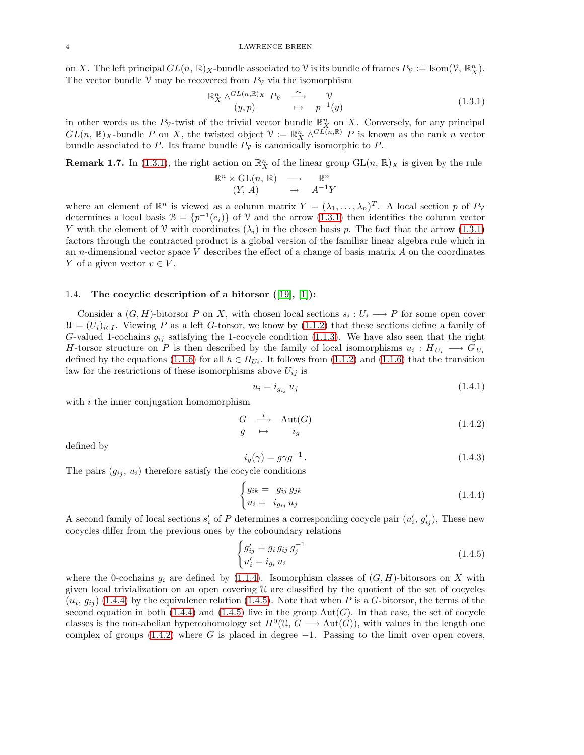on $X$. The left principal $GL(n,\mathbb{R})_X$-bundle associated to $\mathcal{V}$ is its bundle of frames $P_{\mathcal{V}} := \mathrm{Isom}(\mathcal{V}, \mathbb{R}^n_X)$. The vector bundle $\mathcal{V}$ may be recovered from $P_{\mathcal{V}}$ via the isomorphism

$$\begin{array}{ccc} \mathbb{R}^n_X \wedge^{GL(n,\mathbb{R})_X} P_{\mathcal{V}} & \xrightarrow{\sim} & \mathcal{V} \\ (y,p) & \mapsto & p^{-1}(y) \end{array} \tag{1.3.1}$$

in other words as the $P_{\mathcal{V}}$-twist of the trivial vector bundle $\mathbb{R}^n_X$ on $X$. Conversely, for any principal $GL(n,\mathbb{R})_X$-bundle $P$ on $X$, the twisted object $\mathcal{V} := \mathbb{R}^n_X \wedge^{GL(n,\mathbb{R})} P$ is known as the rank $n$ vector bundle associated to $P$. Its frame bundle $P_{\mathcal{V}}$ is canonically isomorphic to $P$.

**Remark 1.7.** In (1.3.1), the right action on $\mathbb{R}^n_X$ of the linear group $\mathrm{GL}(n,\mathbb{R})_X$ is given by the rule

$$\begin{array}{ccc} \mathbb{R}^n \times \mathrm{GL}(n,\mathbb{R}) & \longrightarrow & \mathbb{R}^n \\ (Y, A) & \mapsto & A^{-1}Y \end{array}$$

where an element of $\mathbb{R}^n$ is viewed as a column matrix $Y = (\lambda_1, \ldots, \lambda_n)^T$. A local section $p$ of $P_{\mathcal{V}}$ determines a local basis $\mathcal{B} = \{p^{-1}(e_i)\}$ of $\mathcal{V}$ and the arrow (1.3.1) then identifies the column vector $Y$ with the element of $\mathcal{V}$ with coordinates $(\lambda_i)$ in the chosen basis $p$. The fact that the arrow (1.3.1) factors through the contracted product is a global version of the familiar linear algebra rule which in an $n$-dimensional vector space $V$ describes the effect of a change of basis matrix $A$ on the coordinates $Y$ of a given vector $v \in V$.

### 1.4. The cocyclic description of a bitorsor ([19], [1]):

Consider a $(G,H)$-bitorsor $P$ on $X$, with chosen local sections $s_i : U_i \longrightarrow P$ for some open cover $\mathcal{U} = (U_i)_{i\in I}$. Viewing $P$ as a left $G$-torsor, we know by (1.1.2) that these sections define a family of $G$-valued 1-cochains $g_{ij}$ satisfying the 1-cocycle condition (1.1.3). We have also seen that the right $H$-torsor structure on $P$ is then described by the family of local isomorphisms $u_i : H_{U_i} \longrightarrow G_{U_i}$ defined by the equations (1.1.6) for all $h \in H_{U_i}$. It follows from (1.1.2) and (1.1.6) that the transition law for the restrictions of these isomorphisms above $U_{ij}$ is

$$u_i = i_{g_{ij}}\, u_j \tag{1.4.1}$$

with $i$ the inner conjugation homomorphism

$$\begin{array}{ccc} G & \xrightarrow{i} & \mathrm{Aut}(G) \\ g & \mapsto & i_g \end{array} \tag{1.4.2}$$

defined by

$$i_g(\gamma) = g\gamma g^{-1}\,. \tag{1.4.3}$$

The pairs $(g_{ij}, u_i)$ therefore satisfy the cocycle conditions

$$\begin{cases} g_{ik} = \; g_{ij}\, g_{jk} \\ u_i = \; i_{g_{ij}}\, u_j \end{cases} \tag{1.4.4}$$

A second family of local sections $s'_i$ of $P$ determines a corresponding cocycle pair $(u'_i, g'_{ij})$, These new cocycles differ from the previous ones by the coboundary relations

$$\begin{cases} g'_{ij} = g_i\, g_{ij}\, g_j^{-1} \\ u'_i = i_{g_i}\, u_i \end{cases} \tag{1.4.5}$$

where the 0-cochains $g_i$ are defined by (1.1.4). Isomorphism classes of $(G,H)$-bitorsors on $X$ with given local trivialization on an open covering $\mathcal{U}$ are classified by the quotient of the set of cocycles $(u_i, g_{ij})$ (1.4.4) by the equivalence relation (1.4.5). Note that when $P$ is a $G$-bitorsor, the terms of the second equation in both (1.4.4) and (1.4.5) live in the group $\mathrm{Aut}(G)$. In that case, the set of cocycle classes is the non-abelian hypercohomology set $H^0(\mathcal{U}, G \longrightarrow \mathrm{Aut}(G))$, with values in the length one complex of groups (1.4.2) where $G$ is placed in degree $-1$. Passing to the limit over open covers,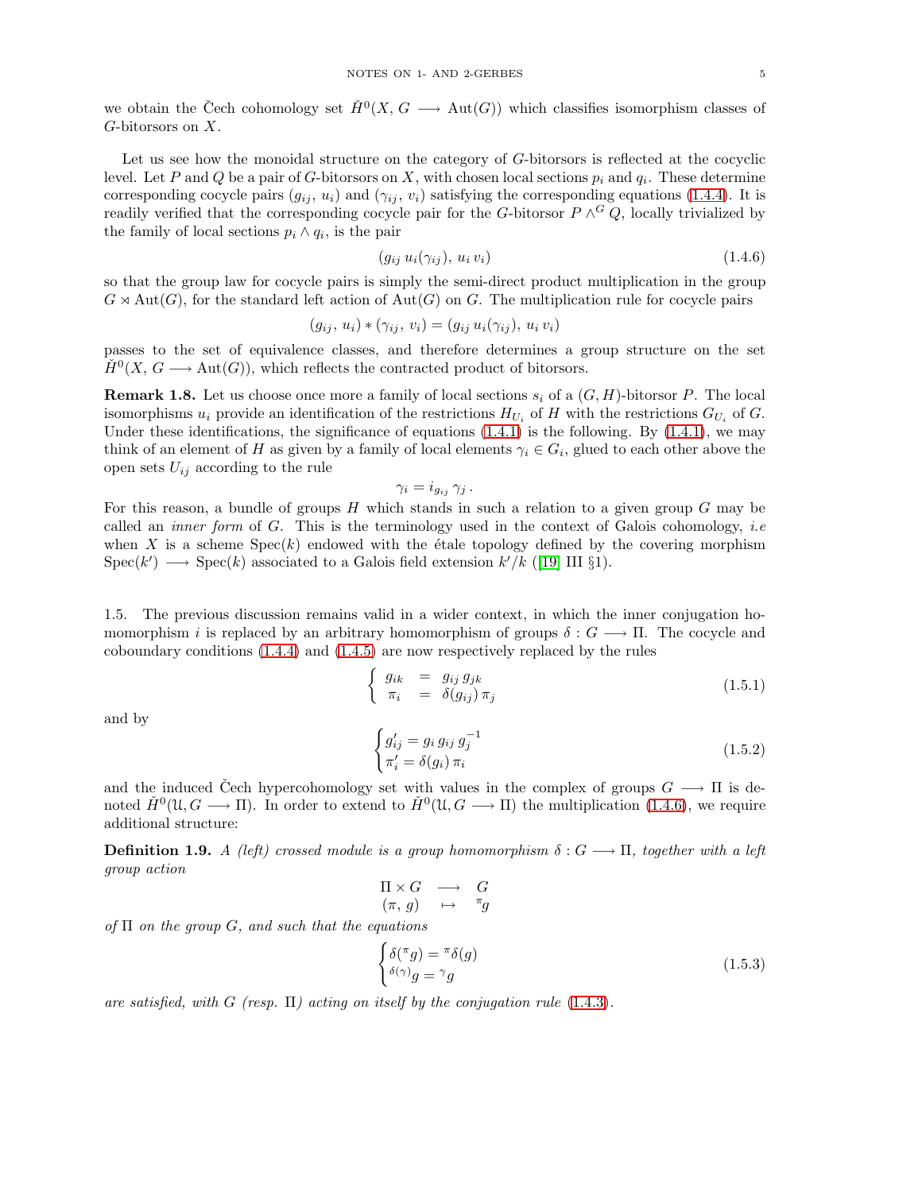we obtain the Čech cohomology set $\check{H}^0(X, G \longrightarrow \mathrm{Aut}(G))$ which classifies isomorphism classes of $G$-bitorsors on $X$.

Let us see how the monoidal structure on the category of $G$-bitorsors is reflected at the cocyclic level. Let $P$ and $Q$ be a pair of $G$-bitorsors on $X$, with chosen local sections $p_i$ and $q_i$. These determine corresponding cocycle pairs $(g_{ij},\, u_i)$ and $(\gamma_{ij},\, v_i)$ satisfying the corresponding equations (1.4.4). It is readily verified that the corresponding cocycle pair for the $G$-bitorsor $P \wedge^G Q$, locally trivialized by the family of local sections $p_i \wedge q_i$, is the pair

$$(g_{ij}\, u_i(\gamma_{ij}),\, u_i\, v_i) \tag{1.4.6}$$

so that the group law for cocycle pairs is simply the semi-direct product multiplication in the group $G \rtimes \mathrm{Aut}(G)$, for the standard left action of $\mathrm{Aut}(G)$ on $G$. The multiplication rule for cocycle pairs

$$(g_{ij},\, u_i) * (\gamma_{ij},\, v_i) = (g_{ij}\, u_i(\gamma_{ij}),\, u_i\, v_i)$$

passes to the set of equivalence classes, and therefore determines a group structure on the set $\check{H}^0(X, G \longrightarrow \mathrm{Aut}(G))$, which reflects the contracted product of bitorsors.

**Remark 1.8.** Let us choose once more a family of local sections $s_i$ of a $(G, H)$-bitorsor $P$. The local isomorphisms $u_i$ provide an identification of the restrictions $H_{U_i}$ of $H$ with the restrictions $G_{U_i}$ of $G$. Under these identifications, the significance of equations (1.4.1) is the following. By (1.4.1), we may think of an element of $H$ as given by a family of local elements $\gamma_i \in G_i$, glued to each other above the open sets $U_{ij}$ according to the rule

$$\gamma_i = i_{g_{ij}}\, \gamma_j\,.$$

For this reason, a bundle of groups $H$ which stands in such a relation to a given group $G$ may be called an *inner form* of $G$. This is the terminology used in the context of Galois cohomology, *i.e* when $X$ is a scheme $\mathrm{Spec}(k)$ endowed with the étale topology defined by the covering morphism $\mathrm{Spec}(k') \longrightarrow \mathrm{Spec}(k)$ associated to a Galois field extension $k'/k$ ([19] III §1).

1.5. The previous discussion remains valid in a wider context, in which the inner conjugation homomorphism $i$ is replaced by an arbitrary homomorphism of groups $\delta : G \longrightarrow \Pi$. The cocycle and coboundary conditions (1.4.4) and (1.4.5) are now respectively replaced by the rules

$$\left\{\begin{array}{lcl} g_{ik} & = & g_{ij}\, g_{jk} \\ \pi_i & = & \delta(g_{ij})\, \pi_j \end{array}\right. \tag{1.5.1}$$

and by

$$\begin{cases} g'_{ij} = g_i\, g_{ij}\, g_j^{-1} \\ \pi'_i = \delta(g_i)\, \pi_i \end{cases} \tag{1.5.2}$$

and the induced Čech hypercohomology set with values in the complex of groups $G \longrightarrow \Pi$ is denoted $\check{H}^0(\mathfrak{U}, G \longrightarrow \Pi)$. In order to extend to $\check{H}^0(\mathfrak{U}, G \longrightarrow \Pi)$ the multiplication (1.4.6), we require additional structure:

**Definition 1.9.** *A (left) crossed module is a group homomorphism $\delta : G \longrightarrow \Pi$, together with a left group action*

$$\begin{array}{ccc} \Pi \times G & \longrightarrow & G \\ (\pi,\, g) & \mapsto & {}^{\pi}g \end{array}$$

*of $\Pi$ on the group $G$, and such that the equations*

$$\begin{cases} \delta({}^{\pi}g) = {}^{\pi}\delta(g) \\ {}^{\delta(\gamma)}g = {}^{\gamma}g \end{cases} \tag{1.5.3}$$

*are satisfied, with $G$ (resp. $\Pi$) acting on itself by the conjugation rule (1.4.3).*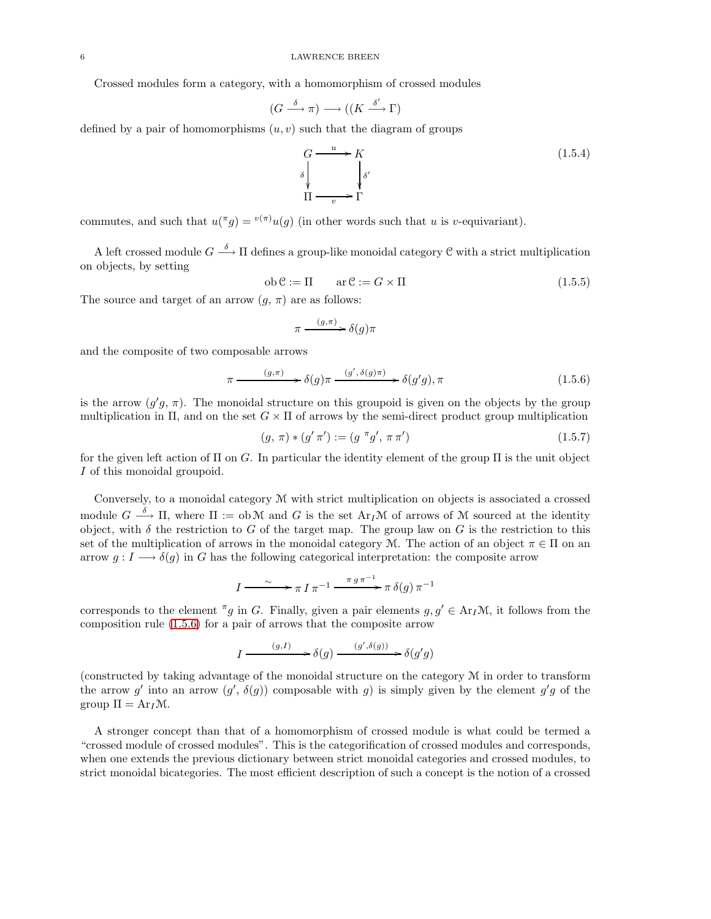Crossed modules form a category, with a homomorphism of crossed modules

$$(G \xrightarrow{\delta} \pi) \longrightarrow ((K \xrightarrow{\delta'} \Gamma)$$

defined by a pair of homomorphisms $(u, v)$ such that the diagram of groups

$$\begin{array}{ccc} G & \xrightarrow{u} & K \\ {\scriptstyle\delta}\downarrow & & \downarrow{\scriptstyle\delta'} \\ \Pi & \xrightarrow[v]{} & \Gamma \end{array} \tag{1.5.4}$$

commutes, and such that $u({}^{\pi}g) = {}^{v(\pi)}u(g)$ (in other words such that $u$ is $v$-equivariant).

A left crossed module $G \xrightarrow{\delta} \Pi$ defines a group-like monoidal category $\mathcal{C}$ with a strict multiplication on objects, by setting

$$\mathrm{ob}\,\mathcal{C} := \Pi \qquad \mathrm{ar}\,\mathcal{C} := G \times \Pi \tag{1.5.5}$$

The source and target of an arrow $(g,\, \pi)$ are as follows:

$$\pi \xrightarrow{(g,\pi)} \delta(g)\pi$$

and the composite of two composable arrows

$$\pi \xrightarrow{(g,\pi)} \delta(g)\pi \xrightarrow{(g',\,\delta(g)\pi)} \delta(g'g), \pi \tag{1.5.6}$$

is the arrow $(g'g,\, \pi)$. The monoidal structure on this groupoid is given on the objects by the group multiplication in $\Pi$, and on the set $G \times \Pi$ of arrows by the semi-direct product group multiplication

$$(g,\, \pi) * (g'\, \pi') := (g\; {}^{\pi}g',\; \pi\, \pi') \tag{1.5.7}$$

for the given left action of $\Pi$ on $G$. In particular the identity element of the group $\Pi$ is the unit object $I$ of this monoidal groupoid.

Conversely, to a monoidal category $\mathcal{M}$ with strict multiplication on objects is associated a crossed module $G \xrightarrow{\delta} \Pi$, where $\Pi := \mathrm{ob}\,\mathcal{M}$ and $G$ is the set $\mathrm{Ar}_I\mathcal{M}$ of arrows of $\mathcal{M}$ sourced at the identity object, with $\delta$ the restriction to $G$ of the target map. The group law on $G$ is the restriction to this set of the multiplication of arrows in the monoidal category $\mathcal{M}$. The action of an object $\pi \in \Pi$ on an arrow $g : I \longrightarrow \delta(g)$ in $G$ has the following categorical interpretation: the composite arrow

$$I \xrightarrow{\sim} \pi\, I\, \pi^{-1} \xrightarrow{\pi\, g\, \pi^{-1}} \pi\, \delta(g)\, \pi^{-1}$$

corresponds to the element ${}^{\pi}g$ in $G$. Finally, given a pair elements $g, g' \in \mathrm{Ar}_I\mathcal{M}$, it follows from the composition rule (1.5.6) for a pair of arrows that the composite arrow

$$I \xrightarrow{(g,I)} \delta(g) \xrightarrow{(g',\delta(g))} \delta(g'g)$$

(constructed by taking advantage of the monoidal structure on the category $\mathcal{M}$ in order to transform the arrow $g'$ into an arrow $(g',\, \delta(g))$ composable with $g$) is simply given by the element $g'g$ of the group $\Pi = \mathrm{Ar}_I\mathcal{M}$.

A stronger concept than that of a homomorphism of crossed module is what could be termed a "crossed module of crossed modules". This is the categorification of crossed modules and corresponds, when one extends the previous dictionary between strict monoidal categories and crossed modules, to strict monoidal bicategories. The most efficient description of such a concept is the notion of a crossed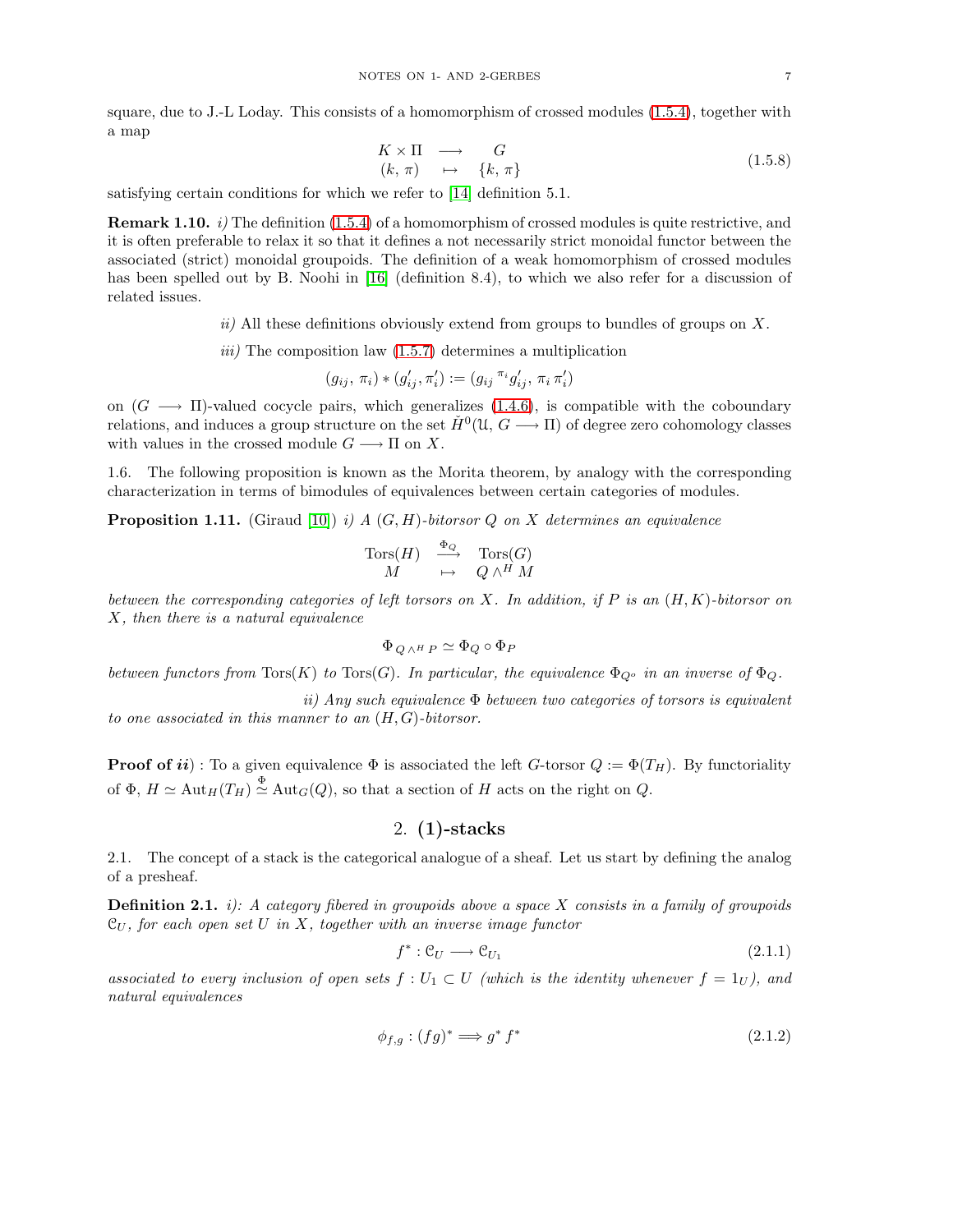square, due to J.-L Loday. This consists of a homomorphism of crossed modules (1.5.4), together with a map

$$\begin{array}{ccc} K \times \Pi & \longrightarrow & G \\ (k,\, \pi) & \mapsto & \{k,\, \pi\} \end{array} \tag{1.5.8}$$

satisfying certain conditions for which we refer to [14] definition 5.1.

**Remark 1.10.** *i)* The definition (1.5.4) of a homomorphism of crossed modules is quite restrictive, and it is often preferable to relax it so that it defines a not necessarily strict monoidal functor between the associated (strict) monoidal groupoids. The definition of a weak homomorphism of crossed modules has been spelled out by B. Noohi in [16] (definition 8.4), to which we also refer for a discussion of related issues.

*ii)* All these definitions obviously extend from groups to bundles of groups on $X$.

*iii)* The composition law (1.5.7) determines a multiplication

$$(g_{ij},\, \pi_i) * (g'_{ij}, \pi'_i) := (g_{ij}\, {}^{\pi_i}g'_{ij},\, \pi_i\, \pi'_i)$$

on $(G \longrightarrow \Pi)$-valued cocycle pairs, which generalizes (1.4.6), is compatible with the coboundary relations, and induces a group structure on the set $\check{H}^0(\mathfrak{U},\, G \longrightarrow \Pi)$ of degree zero cohomology classes with values in the crossed module $G \longrightarrow \Pi$ on $X$.

1.6. The following proposition is known as the Morita theorem, by analogy with the corresponding characterization in terms of bimodules of equivalences between certain categories of modules.

**Proposition 1.11.** (Giraud [10]) *i) A $(G,H)$-bitorsor $Q$ on $X$ determines an equivalence*

$$\begin{array}{ccc} \mathrm{Tors}(H) & \xrightarrow{\Phi_Q} & \mathrm{Tors}(G) \\ M & \mapsto & Q \wedge^H M \end{array}$$

*between the corresponding categories of left torsors on $X$. In addition, if $P$ is an $(H,K)$-bitorsor on $X$, then there is a natural equivalence*

$$\Phi_{Q \wedge^H P} \simeq \Phi_Q \circ \Phi_P$$

*between functors from $\mathrm{Tors}(K)$ to $\mathrm{Tors}(G)$. In particular, the equivalence $\Phi_{Q^o}$ in an inverse of $\Phi_Q$.*

*ii) Any such equivalence $\Phi$ between two categories of torsors is equivalent to one associated in this manner to an $(H,G)$-bitorsor.*

**Proof of *ii*)** : To a given equivalence $\Phi$ is associated the left $G$-torsor $Q := \Phi(T_H)$. By functoriality of $\Phi$, $H \simeq \mathrm{Aut}_H(T_H) \overset{\Phi}{\simeq} \mathrm{Aut}_G(Q)$, so that a section of $H$ acts on the right on $Q$.

## 2. (1)-stacks

2.1. The concept of a stack is the categorical analogue of a sheaf. Let us start by defining the analog of a presheaf.

**Definition 2.1.** *i): A category fibered in groupoids above a space $X$ consists in a family of groupoids $\mathcal{C}_U$, for each open set $U$ in $X$, together with an inverse image functor*

$$f^* : \mathcal{C}_U \longrightarrow \mathcal{C}_{U_1} \tag{2.1.1}$$

*associated to every inclusion of open sets $f : U_1 \subset U$ (which is the identity whenever $f = 1_U$), and natural equivalences*

$$\phi_{f,g} : (fg)^* \Longrightarrow g^*\, f^* \tag{2.1.2}$$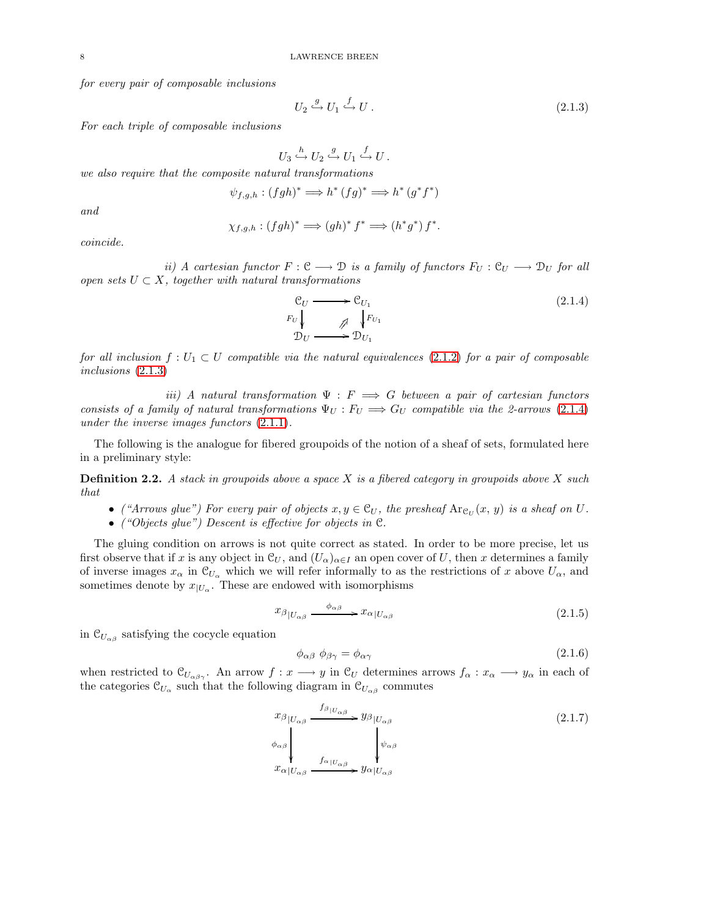*for every pair of composable inclusions*

$$U_2 \overset{g}{\hookrightarrow} U_1 \overset{f}{\hookrightarrow} U\,. \tag{2.1.3}$$

*For each triple of composable inclusions*

$$U_3 \overset{h}{\hookrightarrow} U_2 \overset{g}{\hookrightarrow} U_1 \overset{f}{\hookrightarrow} U\,.$$

*we also require that the composite natural transformations*

$$\psi_{f,g,h} : (fgh)^* \Longrightarrow h^*\,(fg)^* \Longrightarrow h^*\,(g^* f^*)$$

*and*

$$\chi_{f,g,h} : (fgh)^* \Longrightarrow (gh)^*\,f^* \Longrightarrow (h^* g^*)\,f^*.$$

*coincide.*

*ii) A cartesian functor $F : \mathcal{C} \longrightarrow \mathcal{D}$ is a family of functors $F_U : \mathcal{C}_U \longrightarrow \mathcal{D}_U$ for all open sets $U \subset X$, together with natural transformations*

$$\begin{array}{ccc} \mathcal{C}_U & \longrightarrow & \mathcal{C}_{U_1} \\ {\scriptstyle F_U}\downarrow & \nearrow\!\!\!\!\nearrow & \downarrow{\scriptstyle F_{U_1}} \\ \mathcal{D}_U & \longrightarrow & \mathcal{D}_{U_1} \end{array} \tag{2.1.4}$$

*for all inclusion $f : U_1 \subset U$ compatible via the natural equivalences (2.1.2) for a pair of composable inclusions (2.1.3)*

*iii) A natural transformation $\Psi : F \Longrightarrow G$ between a pair of cartesian functors consists of a family of natural transformations $\Psi_U : F_U \Longrightarrow G_U$ compatible via the 2-arrows (2.1.4) under the inverse images functors (2.1.1).*

The following is the analogue for fibered groupoids of the notion of a sheaf of sets, formulated here in a preliminary style:

**Definition 2.2.** *A stack in groupoids above a space $X$ is a fibered category in groupoids above $X$ such that*

- *("Arrows glue") For every pair of objects $x, y \in \mathcal{C}_U$, the presheaf $\mathrm{Ar}_{\mathcal{C}_U}(x,\, y)$ is a sheaf on $U$.*
- *("Objects glue") Descent is effective for objects in $\mathcal{C}$.*

The gluing condition on arrows is not quite correct as stated. In order to be more precise, let us first observe that if $x$ is any object in $\mathcal{C}_U$, and $(U_\alpha)_{\alpha \in I}$ an open cover of $U$, then $x$ determines a family of inverse images $x_\alpha$ in $\mathcal{C}_{U_\alpha}$ which we will refer informally to as the restrictions of $x$ above $U_\alpha$, and sometimes denote by $x_{|U_\alpha}$. These are endowed with isomorphisms

$$x_{\beta |U_{\alpha\beta}} \xrightarrow{\ \phi_{\alpha\beta}\ } x_{\alpha |U_{\alpha\beta}} \tag{2.1.5}$$

in $\mathcal{C}_{U_{\alpha\beta}}$ satisfying the cocycle equation

$$\phi_{\alpha\beta}\ \phi_{\beta\gamma} = \phi_{\alpha\gamma} \tag{2.1.6}$$

when restricted to $\mathcal{C}_{U_{\alpha\beta\gamma}}$. An arrow $f : x \longrightarrow y$ in $\mathcal{C}_U$ determines arrows $f_\alpha : x_\alpha \longrightarrow y_\alpha$ in each of the categories $\mathcal{C}_{U_\alpha}$ such that the following diagram in $\mathcal{C}_{U_{\alpha\beta}}$ commutes

$$\begin{array}{ccc} x_{\beta |U_{\alpha\beta}} & \xrightarrow{\ f_{\beta |U_{\alpha\beta}}\ } & y_{\beta |U_{\alpha\beta}} \\ {\scriptstyle \phi_{\alpha\beta}}\downarrow & & \downarrow{\scriptstyle \psi_{\alpha\beta}} \\ x_{\alpha |U_{\alpha\beta}} & \xrightarrow{\ f_{\alpha |U_{\alpha\beta}}\ } & y_{\alpha |U_{\alpha\beta}} \end{array} \tag{2.1.7}$$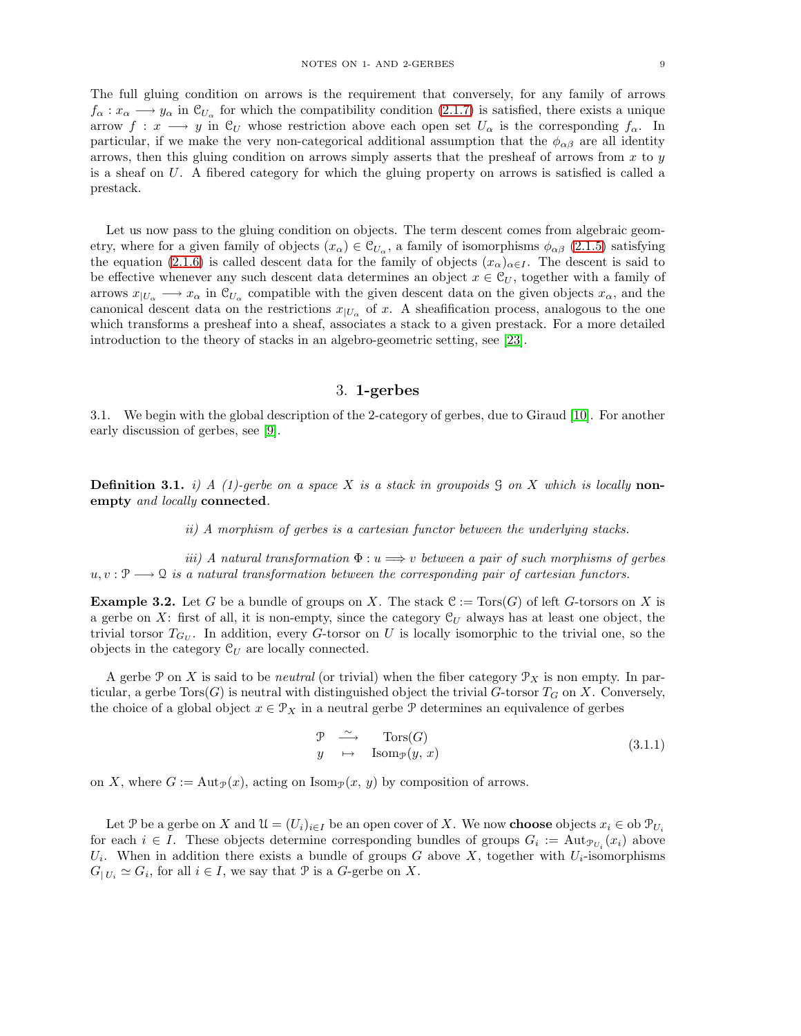The full gluing condition on arrows is the requirement that conversely, for any family of arrows $f_\alpha : x_\alpha \longrightarrow y_\alpha$ in $\mathcal{C}_{U_\alpha}$ for which the compatibility condition (2.1.7) is satisfied, there exists a unique arrow $f : x \longrightarrow y$ in $\mathcal{C}_U$ whose restriction above each open set $U_\alpha$ is the corresponding $f_\alpha$. In particular, if we make the very non-categorical additional assumption that the $\phi_{\alpha\beta}$ are all identity arrows, then this gluing condition on arrows simply asserts that the presheaf of arrows from $x$ to $y$ is a sheaf on $U$. A fibered category for which the gluing property on arrows is satisfied is called a prestack.

Let us now pass to the gluing condition on objects. The term descent comes from algebraic geometry, where for a given family of objects $(x_\alpha) \in \mathcal{C}_{U_\alpha}$, a family of isomorphisms $\phi_{\alpha\beta}$ (2.1.5) satisfying the equation (2.1.6) is called descent data for the family of objects $(x_\alpha)_{\alpha \in I}$. The descent is said to be effective whenever any such descent data determines an object $x \in \mathcal{C}_U$, together with a family of arrows $x_{|U_\alpha} \longrightarrow x_\alpha$ in $\mathcal{C}_{U_\alpha}$ compatible with the given descent data on the given objects $x_\alpha$, and the canonical descent data on the restrictions $x_{|U_\alpha}$ of $x$. A sheafification process, analogous to the one which transforms a presheaf into a sheaf, associates a stack to a given prestack. For a more detailed introduction to the theory of stacks in an algebro-geometric setting, see [23].

## 3. 1-gerbes

3.1. We begin with the global description of the 2-category of gerbes, due to Giraud [10]. For another early discussion of gerbes, see [9].

**Definition 3.1.** *i) A (1)-gerbe on a space $X$ is a stack in groupoids $\mathcal{G}$ on $X$ which is locally* **non-empty** *and locally* **connected***.*

*ii) A morphism of gerbes is a cartesian functor between the underlying stacks.*

*iii) A natural transformation $\Phi : u \Longrightarrow v$ between a pair of such morphisms of gerbes $u, v : \mathcal{P} \longrightarrow \mathcal{Q}$ is a natural transformation between the corresponding pair of cartesian functors.*

**Example 3.2.** Let $G$ be a bundle of groups on $X$. The stack $\mathcal{C} := \mathrm{Tors}(G)$ of left $G$-torsors on $X$ is a gerbe on $X$: first of all, it is non-empty, since the category $\mathcal{C}_U$ always has at least one object, the trivial torsor $T_{G_U}$. In addition, every $G$-torsor on $U$ is locally isomorphic to the trivial one, so the objects in the category $\mathcal{C}_U$ are locally connected.

A gerbe $\mathcal{P}$ on $X$ is said to be *neutral* (or trivial) when the fiber category $\mathcal{P}_X$ is non empty. In particular, a gerbe $\mathrm{Tors}(G)$ is neutral with distinguished object the trivial $G$-torsor $T_G$ on $X$. Conversely, the choice of a global object $x \in \mathcal{P}_X$ in a neutral gerbe $\mathcal{P}$ determines an equivalence of gerbes

$$
\begin{array}{ccc}
\mathcal{P} & \stackrel{\sim}{\longrightarrow} & \mathrm{Tors}(G) \\
y & \mapsto & \mathrm{Isom}_{\mathcal{P}}(y,\, x)
\end{array}
\tag{3.1.1}
$$

on $X$, where $G := \mathrm{Aut}_{\mathcal{P}}(x)$, acting on $\mathrm{Isom}_{\mathcal{P}}(x,\, y)$ by composition of arrows.

Let $\mathcal{P}$ be a gerbe on $X$ and $\mathcal{U} = (U_i)_{i \in I}$ be an open cover of $X$. We now **choose** objects $x_i \in \mathrm{ob}\, \mathcal{P}_{U_i}$ for each $i \in I$. These objects determine corresponding bundles of groups $G_i := \mathrm{Aut}_{\mathcal{P}_{U_i}}(x_i)$ above $U_i$. When in addition there exists a bundle of groups $G$ above $X$, together with $U_i$-isomorphisms $G_{|\,U_i} \simeq G_i$, for all $i \in I$, we say that $\mathcal{P}$ is a $G$-gerbe on $X$.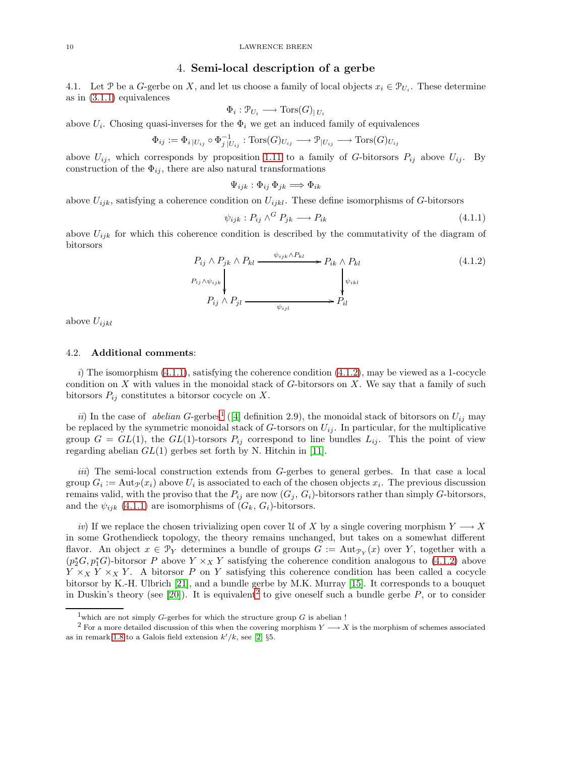## 4. **Semi-local description of a gerbe**

4.1. Let $\mathcal{P}$ be a $G$-gerbe on $X$, and let us choose a family of local objects $x_i \in \mathcal{P}_{U_i}$. These determine as in (3.1.1) equivalences

$$\Phi_i : \mathcal{P}_{U_i} \longrightarrow \mathrm{Tors}(G)_{|\,U_i}$$

above $U_i$. Chosing quasi-inverses for the $\Phi_i$ we get an induced family of equivalences

$$\Phi_{ij} := \Phi_{i\,|U_{ij}} \circ \Phi^{-1}_{j\,|U_{ij}} : \mathrm{Tors}(G)_{U_{ij}} \longrightarrow \mathcal{P}_{|U_{ij}} \longrightarrow \mathrm{Tors}(G)_{U_{ij}}$$

above $U_{ij}$, which corresponds by proposition 1.11 to a family of $G$-bitorsors $P_{ij}$ above $U_{ij}$. By construction of the $\Phi_{ij}$, there are also natural transformations

$$\Psi_{ijk} : \Phi_{ij}\,\Phi_{jk} \Longrightarrow \Phi_{ik}$$

above $U_{ijk}$, satisfying a coherence condition on $U_{ijkl}$. These define isomorphisms of $G$-bitorsors

$$\psi_{ijk} : P_{ij} \wedge^G P_{jk} \longrightarrow P_{ik} \tag{4.1.1}$$

above $U_{ijk}$ for which this coherence condition is described by the commutativity of the diagram of bitorsors

$$\begin{array}{ccc} P_{ij} \wedge P_{jk} \wedge P_{kl} & \xrightarrow{\ \psi_{ijk} \wedge P_{kl}\ } & P_{ik} \wedge P_{kl} \\ {\scriptstyle P_{ij} \wedge \psi_{ijk}} \big\downarrow & & \big\downarrow {\scriptstyle \psi_{ikl}} \\ P_{ij} \wedge P_{jl} & \xrightarrow[\ \psi_{ijl}\ ]{} & P_{il} \end{array} \tag{4.1.2}$$

above $U_{ijkl}$

4.2. **Additional comments**:

*i*) The isomorphism (4.1.1), satisfying the coherence condition (4.1.2), may be viewed as a 1-cocycle condition on $X$ with values in the monoidal stack of $G$-bitorsors on $X$. We say that a family of such bitorsors $P_{ij}$ constitutes a bitorsor cocycle on $X$.

*ii*) In the case of *abelian* $G$-gerbes[1] ([4] definition 2.9), the monoidal stack of bitorsors on $U_{ij}$ may be replaced by the symmetric monoidal stack of $G$-torsors on $U_{ij}$. In particular, for the multiplicative group $G = GL(1)$, the $GL(1)$-torsors $P_{ij}$ correspond to line bundles $L_{ij}$. This the point of view regarding abelian $GL(1)$ gerbes set forth by N. Hitchin in [11].

*iii*) The semi-local construction extends from $G$-gerbes to general gerbes. In that case a local group $G_i := \mathrm{Aut}_{\mathcal{P}}(x_i)$ above $U_i$ is associated to each of the chosen objects $x_i$. The previous discussion remains valid, with the proviso that the $P_{ij}$ are now $(G_j,\, G_i)$-bitorsors rather than simply $G$-bitorsors, and the $\psi_{ijk}$ (4.1.1) are isomorphisms of $(G_k,\, G_i)$-bitorsors.

*iv*) If we replace the chosen trivializing open cover $\mathcal{U}$ of $X$ by a single covering morphism $Y \longrightarrow X$ in some Grothendieck topology, the theory remains unchanged, but takes on a somewhat different flavor. An object $x \in \mathcal{P}_Y$ determines a bundle of groups $G := \mathrm{Aut}_{\mathcal{P}_Y}(x)$ over $Y$, together with a $(p_2^*G, p_1^*G)$-bitorsor $P$ above $Y \times_X Y$ satisfying the coherence condition analogous to (4.1.2) above $Y \times_X Y \times_X Y$. A bitorsor $P$ on $Y$ satisfying this coherence condition has been called a cocycle bitorsor by K.-H. Ulbrich [21], and a bundle gerbe by M.K. Murray [15]. It corresponds to a bouquet in Duskin's theory (see [20]). It is equivalent[2] to give oneself such a bundle gerbe $P$, or to consider

[1] which are not simply $G$-gerbes for which the structure group $G$ is abelian !

[2] For a more detailed discussion of this when the covering morphism $Y \longrightarrow X$ is the morphism of schemes associated as in remark 1.8 to a Galois field extension $k'/k$, see [2] §5.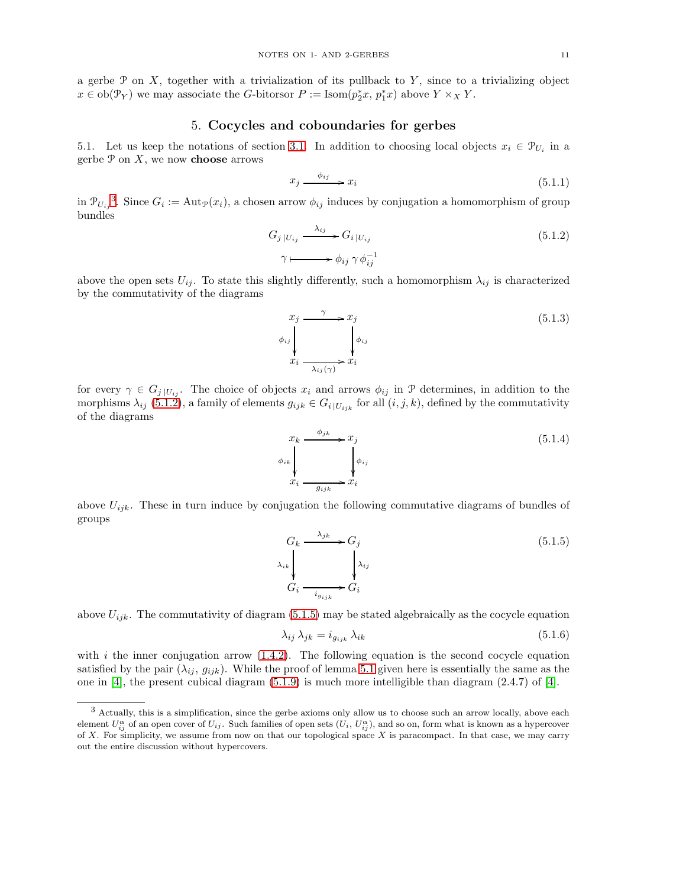a gerbe $\mathcal{P}$ on $X$, together with a trivialization of its pullback to $Y$, since to a trivializing object $x \in \mathrm{ob}(\mathcal{P}_Y)$ we may associate the $G$-bitorsor $P := \mathrm{Isom}(p_2^* x,\, p_1^* x)$ above $Y \times_X Y$.

## 5. Cocycles and coboundaries for gerbes

5.1. Let us keep the notations of section 3.1. In addition to choosing local objects $x_i \in \mathcal{P}_{U_i}$ in a gerbe $\mathcal{P}$ on $X$, we now **choose** arrows

$$x_j \xrightarrow{\phi_{ij}} x_i \tag{5.1.1}$$

in $\mathcal{P}_{U_{ij}}$[3]. Since $G_i := \mathrm{Aut}_{\mathcal{P}}(x_i)$, a chosen arrow $\phi_{ij}$ induces by conjugation a homomorphism of group bundles

$$\begin{array}{ccc} G_{j\,|U_{ij}} & \xrightarrow{\lambda_{ij}} & G_{i\,|U_{ij}} \\ \gamma & \longmapsto & \phi_{ij}\,\gamma\,\phi_{ij}^{-1} \end{array} \tag{5.1.2}$$

above the open sets $U_{ij}$. To state this slightly differently, such a homomorphism $\lambda_{ij}$ is characterized by the commutativity of the diagrams

$$\begin{array}{ccc} x_j & \xrightarrow{\gamma} & x_j \\ {\scriptstyle \phi_{ij}}\downarrow & & \downarrow{\scriptstyle \phi_{ij}} \\ x_i & \xrightarrow[\lambda_{ij}(\gamma)]{} & x_i \end{array} \tag{5.1.3}$$

for every $\gamma \in G_{j\,|U_{ij}}$. The choice of objects $x_i$ and arrows $\phi_{ij}$ in $\mathcal{P}$ determines, in addition to the morphisms $\lambda_{ij}$ (5.1.2), a family of elements $g_{ijk} \in G_{i\,|U_{ijk}}$ for all $(i, j, k)$, defined by the commutativity of the diagrams

$$\begin{array}{ccc} x_k & \xrightarrow{\phi_{jk}} & x_j \\ {\scriptstyle \phi_{ik}}\downarrow & & \downarrow{\scriptstyle \phi_{ij}} \\ x_i & \xrightarrow[g_{ijk}]{} & x_i \end{array} \tag{5.1.4}$$

above $U_{ijk}$. These in turn induce by conjugation the following commutative diagrams of bundles of groups

$$\begin{array}{ccc} G_k & \xrightarrow{\lambda_{jk}} & G_j \\ {\scriptstyle \lambda_{ik}}\downarrow & & \downarrow{\scriptstyle \lambda_{ij}} \\ G_i & \xrightarrow[i_{g_{ijk}}]{} & G_i \end{array} \tag{5.1.5}$$

above $U_{ijk}$. The commutativity of diagram (5.1.5) may be stated algebraically as the cocycle equation

$$\lambda_{ij}\,\lambda_{jk} = i_{g_{ijk}}\,\lambda_{ik} \tag{5.1.6}$$

with $i$ the inner conjugation arrow (1.4.2). The following equation is the second cocycle equation satisfied by the pair $(\lambda_{ij},\, g_{ijk})$. While the proof of lemma 5.1 given here is essentially the same as the one in [4], the present cubical diagram (5.1.9) is much more intelligible than diagram (2.4.7) of [4].

---

[3] Actually, this is a simplification, since the gerbe axioms only allow us to choose such an arrow locally, above each element $U_{ij}^{\alpha}$ of an open cover of $U_{ij}$. Such families of open sets $(U_i,\, U_{ij}^{\alpha})$, and so on, form what is known as a hypercover of $X$. For simplicity, we assume from now on that our topological space $X$ is paracompact. In that case, we may carry out the entire discussion without hypercovers.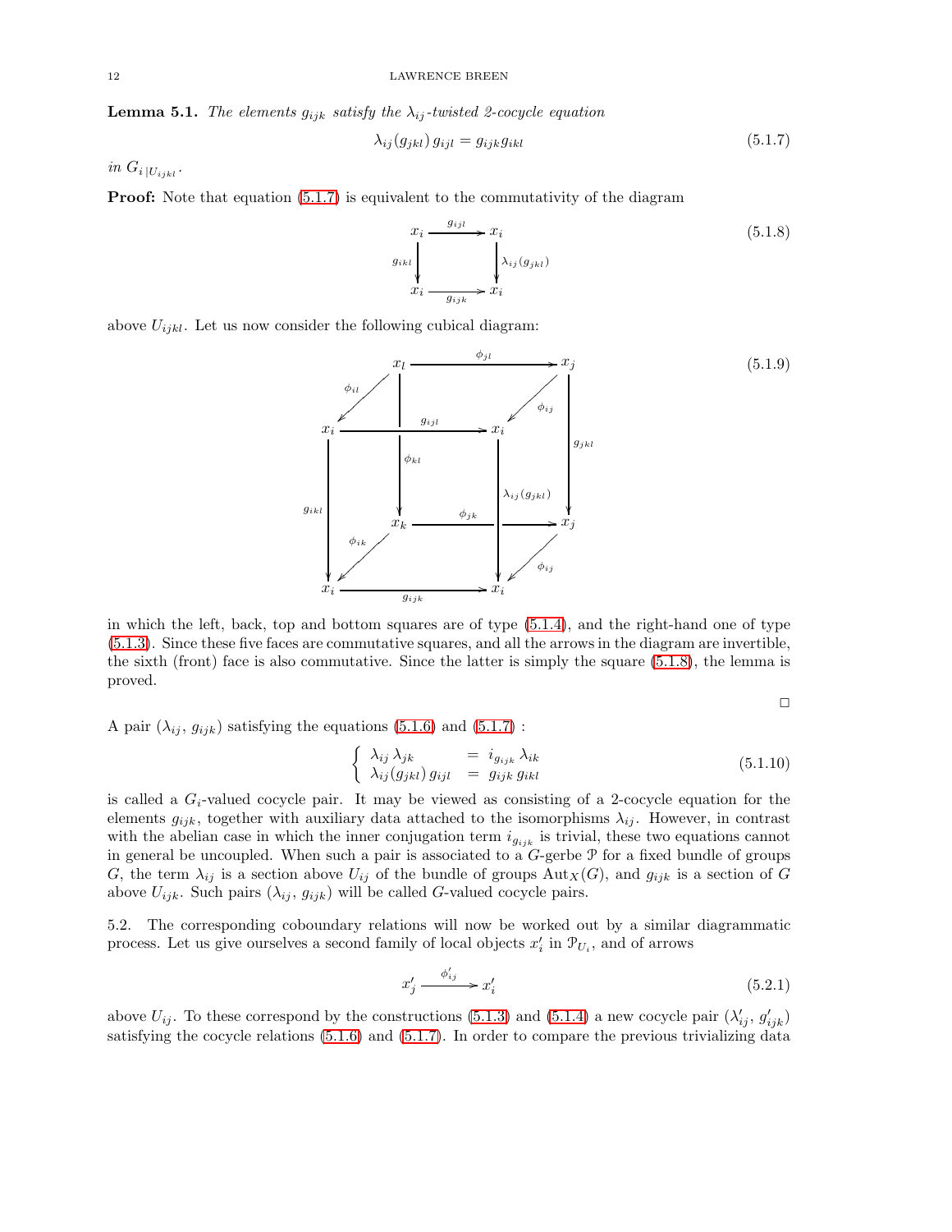**Lemma 5.1.** *The elements $g_{ijk}$ satisfy the $\lambda_{ij}$-twisted 2-cocycle equation*

$$\lambda_{ij}(g_{jkl})\, g_{ijl} = g_{ijk} g_{ikl} \tag{5.1.7}$$

*in $G_{i\,|U_{ijkl}}$.*

**Proof:** Note that equation (5.1.7) is equivalent to the commutativity of the diagram

$$\begin{array}{ccc} x_i & \xrightarrow{g_{ijl}} & x_i \\ {\scriptstyle g_{ikl}}\downarrow & & \downarrow{\scriptstyle \lambda_{ij}(g_{jkl})} \\ x_i & \xrightarrow[g_{ijk}]{} & x_i \end{array} \tag{5.1.8}$$

above $U_{ijkl}$. Let us now consider the following cubical diagram:

$$\begin{array}{ccccccc}
 & x_l & & \xrightarrow{\phi_{jl}} & & x_j & \\
 {\scriptstyle \phi_{il}}\swarrow & & & & {\scriptstyle \phi_{ij}}\swarrow & & \\
x_i & & \xrightarrow{g_{ijl}} & & x_i & & \downarrow{\scriptstyle g_{jkl}} \\
 & \downarrow{\scriptstyle \phi_{kl}} & & & & & \\
\downarrow{\scriptstyle g_{ikl}} & x_k & & \xrightarrow{\phi_{jk}} & \downarrow{\scriptstyle \lambda_{ij}(g_{jkl})} & x_j & \\
 {\scriptstyle \phi_{ik}}\swarrow & & & & {\scriptstyle \phi_{ij}}\swarrow & & \\
x_i & & \xrightarrow[g_{ijk}]{} & & x_i & &
\end{array} \tag{5.1.9}$$

in which the left, back, top and bottom squares are of type (5.1.4), and the right-hand one of type (5.1.3). Since these five faces are commutative squares, and all the arrows in the diagram are invertible, the sixth (front) face is also commutative. Since the latter is simply the square (5.1.8), the lemma is proved.

□

A pair $(\lambda_{ij},\, g_{ijk})$ satisfying the equations (5.1.6) and (5.1.7) :

$$\begin{cases} \lambda_{ij}\, \lambda_{jk} & = \; i_{g_{ijk}}\, \lambda_{ik} \\ \lambda_{ij}(g_{jkl})\, g_{ijl} & = \; g_{ijk}\, g_{ikl} \end{cases} \tag{5.1.10}$$

is called a $G_i$-valued cocycle pair. It may be viewed as consisting of a 2-cocycle equation for the elements $g_{ijk}$, together with auxiliary data attached to the isomorphisms $\lambda_{ij}$. However, in contrast with the abelian case in which the inner conjugation term $i_{g_{ijk}}$ is trivial, these two equations cannot in general be uncoupled. When such a pair is associated to a $G$-gerbe $\mathcal{P}$ for a fixed bundle of groups $G$, the term $\lambda_{ij}$ is a section above $U_{ij}$ of the bundle of groups $\mathrm{Aut}_X(G)$, and $g_{ijk}$ is a section of $G$ above $U_{ijk}$. Such pairs $(\lambda_{ij},\, g_{ijk})$ will be called $G$-valued cocycle pairs.

5.2. The corresponding coboundary relations will now be worked out by a similar diagrammatic process. Let us give ourselves a second family of local objects $x'_i$ in $\mathcal{P}_{U_i}$, and of arrows

$$x'_j \xrightarrow{\phi'_{ij}} x'_i \tag{5.2.1}$$

above $U_{ij}$. To these correspond by the constructions (5.1.3) and (5.1.4) a new cocycle pair $(\lambda'_{ij},\, g'_{ijk})$ satisfying the cocycle relations (5.1.6) and (5.1.7). In order to compare the previous trivializing data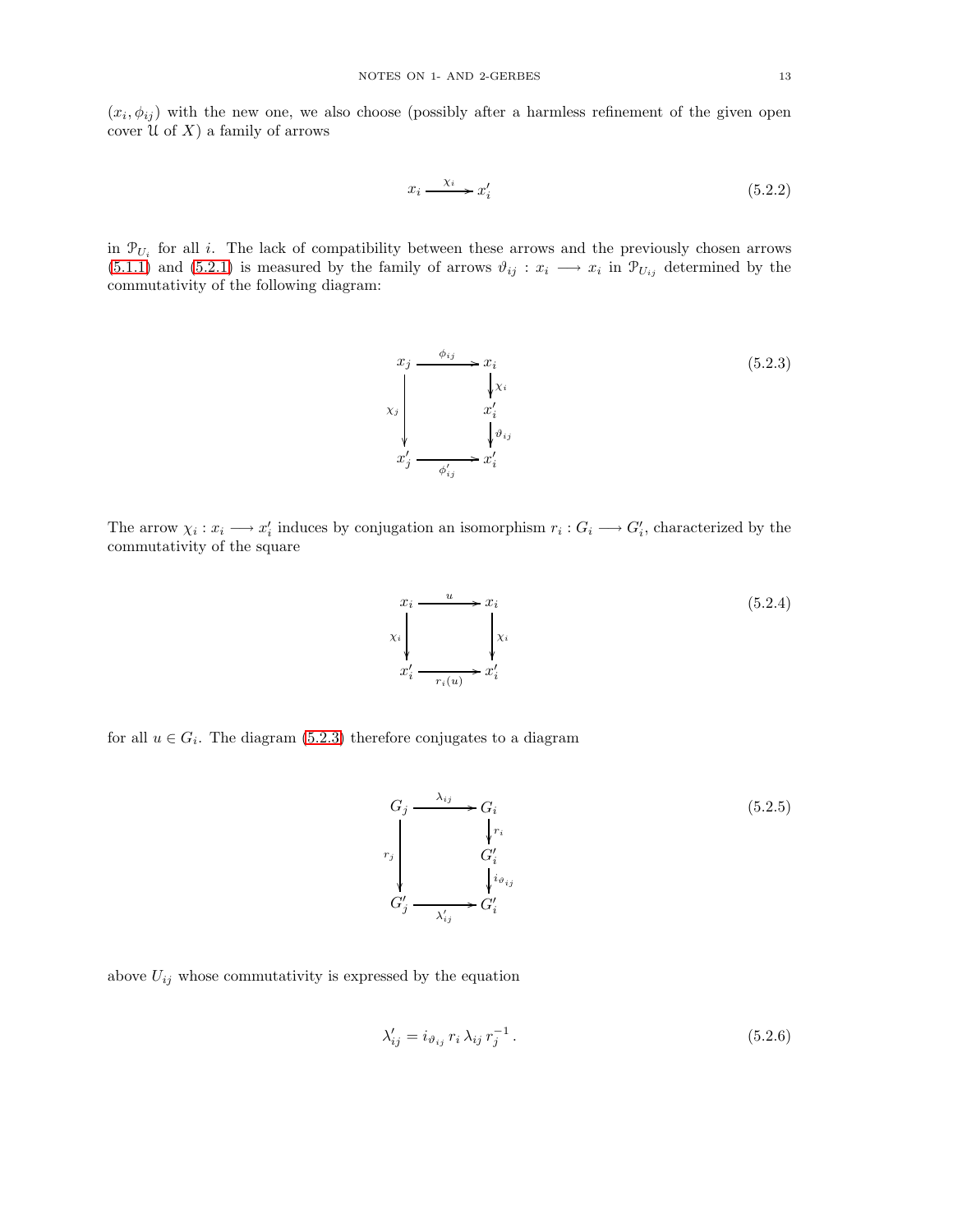$(x_i, \phi_{ij})$ with the new one, we also choose (possibly after a harmless refinement of the given open cover $\mathcal{U}$ of $X$) a family of arrows

$$x_i \xrightarrow{\chi_i} x'_i \tag{5.2.2}$$

in $\mathcal{P}_{U_i}$ for all $i$. The lack of compatibility between these arrows and the previously chosen arrows (5.1.1) and (5.2.1) is measured by the family of arrows $\vartheta_{ij} : x_i \longrightarrow x_i$ in $\mathcal{P}_{U_{ij}}$ determined by the commutativity of the following diagram:

$$\begin{array}{ccc} x_j & \xrightarrow{\phi_{ij}} & x_i \\ & & \big\downarrow{\scriptstyle \chi_i} \\ {\scriptstyle \chi_j}\big\downarrow & & x'_i \\ & & \big\downarrow{\scriptstyle \vartheta_{ij}} \\ x'_j & \xrightarrow[\phi'_{ij}]{} & x'_i \end{array} \tag{5.2.3}$$

The arrow $\chi_i : x_i \longrightarrow x'_i$ induces by conjugation an isomorphism $r_i : G_i \longrightarrow G'_i$, characterized by the commutativity of the square

$$\begin{array}{ccc} x_i & \xrightarrow{u} & x_i \\ {\scriptstyle \chi_i}\big\downarrow & & \big\downarrow{\scriptstyle \chi_i} \\ x'_i & \xrightarrow[r_i(u)]{} & x'_i \end{array} \tag{5.2.4}$$

for all $u \in G_i$. The diagram (5.2.3) therefore conjugates to a diagram

$$\begin{array}{ccc} G_j & \xrightarrow{\lambda_{ij}} & G_i \\ & & \big\downarrow{\scriptstyle r_i} \\ {\scriptstyle r_j}\big\downarrow & & G'_i \\ & & \big\downarrow{\scriptstyle i_{\vartheta_{ij}}} \\ G'_j & \xrightarrow[\lambda'_{ij}]{} & G'_i \end{array} \tag{5.2.5}$$

above $U_{ij}$ whose commutativity is expressed by the equation

$$\lambda'_{ij} = i_{\vartheta_{ij}}\, r_i\, \lambda_{ij}\, r_j^{-1} \,. \tag{5.2.6}$$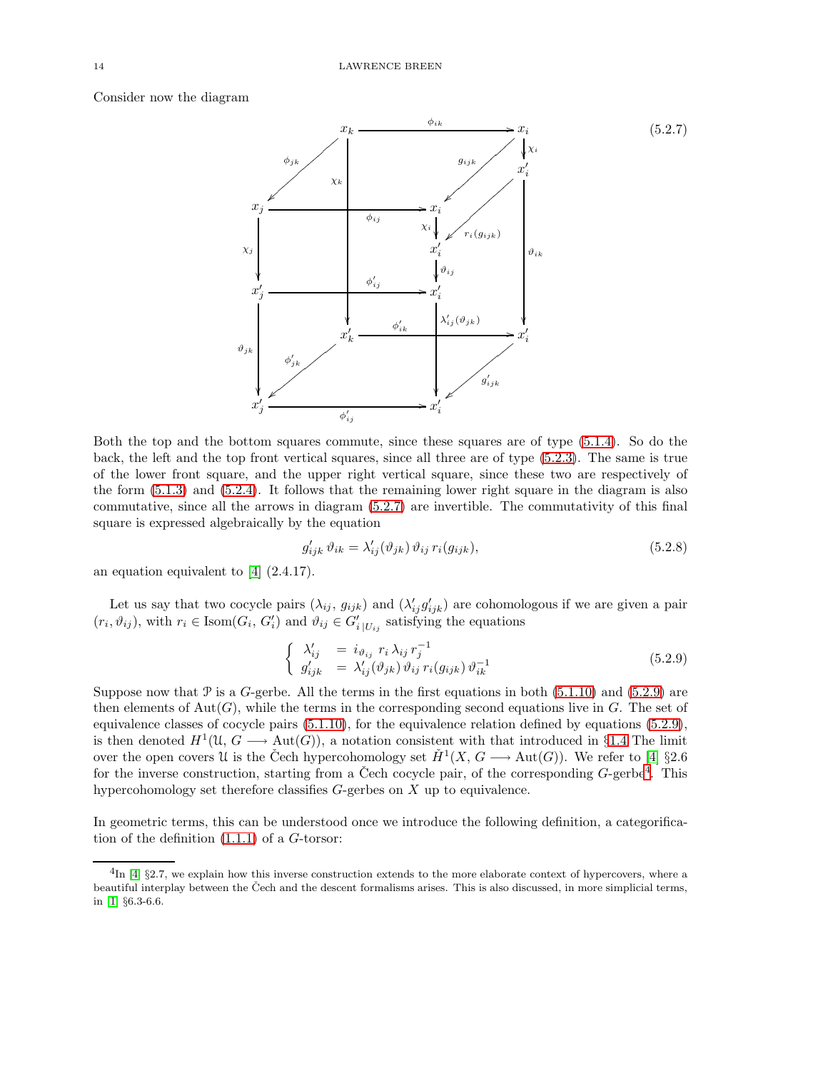Consider now the diagram

(5.2.7)

Both the top and the bottom squares commute, since these squares are of type (5.1.4). So do the back, the left and the top front vertical squares, since all three are of type (5.2.3). The same is true of the lower front square, and the upper right vertical square, since these two are respectively of the form (5.1.3) and (5.2.4). It follows that the remaining lower right square in the diagram is also commutative, since all the arrows in diagram (5.2.7) are invertible. The commutativity of this final square is expressed algebraically by the equation

$$g'_{ijk}\,\vartheta_{ik} = \lambda'_{ij}(\vartheta_{jk})\,\vartheta_{ij}\,r_i(g_{ijk}), \tag{5.2.8}$$

an equation equivalent to [4] (2.4.17).

Let us say that two cocycle pairs $(\lambda_{ij},\, g_{ijk})$ and $(\lambda'_{ij} g'_{ijk})$ are cohomologous if we are given a pair $(r_i, \vartheta_{ij})$, with $r_i \in \mathrm{Isom}(G_i,\, G'_i)$ and $\vartheta_{ij} \in {G'_i}_{|U_{ij}}$ satisfying the equations

$$\begin{cases} \lambda'_{ij} &= i_{\vartheta_{ij}}\; r_i\,\lambda_{ij}\,r_j^{-1} \\ g'_{ijk} &= \lambda'_{ij}(\vartheta_{jk})\,\vartheta_{ij}\,r_i(g_{ijk})\,\vartheta_{ik}^{-1} \end{cases} \tag{5.2.9}$$

Suppose now that $\mathcal{P}$ is a $G$-gerbe. All the terms in the first equations in both (5.1.10) and (5.2.9) are then elements of $\mathrm{Aut}(G)$, while the terms in the corresponding second equations live in $G$. The set of equivalence classes of cocycle pairs (5.1.10), for the equivalence relation defined by equations (5.2.9), is then denoted $H^1(\mathfrak{U},\, G \longrightarrow \mathrm{Aut}(G))$, a notation consistent with that introduced in §1.4 The limit over the open covers $\mathfrak{U}$ is the Čech hypercohomology set $\check{H}^1(X,\, G \longrightarrow \mathrm{Aut}(G))$. We refer to [4] §2.6 for the inverse construction, starting from a Čech cocycle pair, of the corresponding $G$-gerbe[4]. This hypercohomology set therefore classifies $G$-gerbes on $X$ up to equivalence.

In geometric terms, this can be understood once we introduce the following definition, a categorification of the definition (1.1.1) of a $G$-torsor:

[4] In [4] §2.7, we explain how this inverse construction extends to the more elaborate context of hypercovers, where a beautiful interplay between the Čech and the descent formalisms arises. This is also discussed, in more simplicial terms, in [1] §6.3-6.6.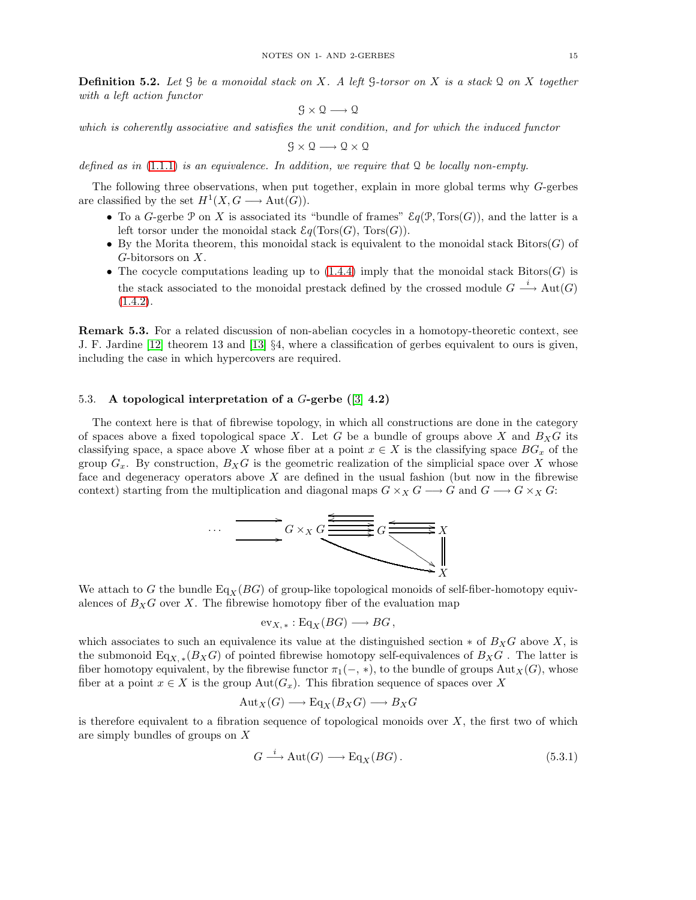**Definition 5.2.** *Let $\mathcal{G}$ be a monoidal stack on $X$. A left $\mathcal{G}$-torsor on $X$ is a stack $\mathcal{Q}$ on $X$ together with a left action functor*

$$\mathcal{G} \times \mathcal{Q} \longrightarrow \mathcal{Q}$$

*which is coherently associative and satisfies the unit condition, and for which the induced functor*

$$\mathcal{G} \times \mathcal{Q} \longrightarrow \mathcal{Q} \times \mathcal{Q}$$

*defined as in (1.1.1) is an equivalence. In addition, we require that $\mathcal{Q}$ be locally non-empty.*

The following three observations, when put together, explain in more global terms why $G$-gerbes are classified by the set $H^1(X, G \longrightarrow \mathrm{Aut}(G))$.

- To a $G$-gerbe $\mathcal{P}$ on $X$ is associated its "bundle of frames" $\mathcal{E}q(\mathcal{P}, \mathrm{Tors}(G))$, and the latter is a left torsor under the monoidal stack $\mathcal{E}q(\mathrm{Tors}(G), \mathrm{Tors}(G))$.
- By the Morita theorem, this monoidal stack is equivalent to the monoidal stack $\mathrm{Bitors}(G)$ of $G$-bitorsors on $X$.
- The cocycle computations leading up to (1.4.4) imply that the monoidal stack $\mathrm{Bitors}(G)$ is the stack associated to the monoidal prestack defined by the crossed module $G \xrightarrow{i} \mathrm{Aut}(G)$ (1.4.2).

**Remark 5.3.** For a related discussion of non-abelian cocycles in a homotopy-theoretic context, see J. F. Jardine [12] theorem 13 and [13] §4, where a classification of gerbes equivalent to ours is given, including the case in which hypercovers are required.

## 5.3. A topological interpretation of a $G$-gerbe ([3] 4.2)

The context here is that of fibrewise topology, in which all constructions are done in the category of spaces above a fixed topological space $X$. Let $G$ be a bundle of groups above $X$ and $B_X G$ its classifying space, a space above $X$ whose fiber at a point $x \in X$ is the classifying space $BG_x$ of the group $G_x$. By construction, $B_X G$ is the geometric realization of the simplicial space over $X$ whose face and degeneracy operators above $X$ are defined in the usual fashion (but now in the fibrewise context) starting from the multiplication and diagonal maps $G \times_X G \longrightarrow G$ and $G \longrightarrow G \times_X G$:

$$\cdots \quad G \times_X G \;\substack{\longrightarrow\\[-2pt]\longleftarrow\\[-2pt]\longrightarrow\\[-2pt]\longleftarrow\\[-2pt]\longrightarrow}\; G \;\substack{\longleftarrow\\[-2pt]\longrightarrow\\[-2pt]\longrightarrow}\; X \qquad (G \times_X G \longrightarrow X,\; G \longrightarrow X,\; X = X)$$

We attach to $G$ the bundle $\mathrm{Eq}_X(BG)$ of group-like topological monoids of self-fiber-homotopy equivalences of $B_X G$ over $X$. The fibrewise homotopy fiber of the evaluation map

$$\mathrm{ev}_{X,*} : \mathrm{Eq}_X(BG) \longrightarrow BG\,,$$

which associates to such an equivalence its value at the distinguished section $*$ of $B_X G$ above $X$, is the submonoid $\mathrm{Eq}_{X,*}(B_X G)$ of pointed fibrewise homotopy self-equivalences of $B_X G$. The latter is fiber homotopy equivalent, by the fibrewise functor $\pi_1(-,*)$, to the bundle of groups $\mathrm{Aut}_X(G)$, whose fiber at a point $x \in X$ is the group $\mathrm{Aut}(G_x)$. This fibration sequence of spaces over $X$

$$\mathrm{Aut}_X(G) \longrightarrow \mathrm{Eq}_X(B_X G) \longrightarrow B_X G$$

is therefore equivalent to a fibration sequence of topological monoids over $X$, the first two of which are simply bundles of groups on $X$

$$G \xrightarrow{i} \mathrm{Aut}(G) \longrightarrow \mathrm{Eq}_X(BG)\,. \tag{5.3.1}$$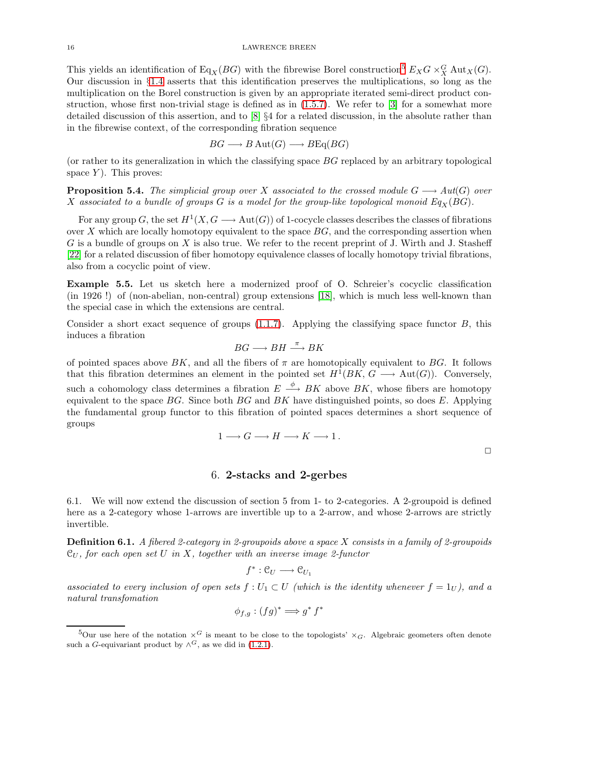This yields an identification of $\mathrm{Eq}_X(BG)$ with the fibrewise Borel construction[5] $E_XG \times^G_X \mathrm{Aut}_X(G)$. Our discussion in §1.4 asserts that this identification preserves the multiplications, so long as the multiplication on the Borel construction is given by an appropriate iterated semi-direct product construction, whose first non-trivial stage is defined as in (1.5.7). We refer to [3] for a somewhat more detailed discussion of this assertion, and to [8] §4 for a related discussion, in the absolute rather than in the fibrewise context, of the corresponding fibration sequence

$$BG \longrightarrow B\,\mathrm{Aut}(G) \longrightarrow B\mathrm{Eq}(BG)$$

(or rather to its generalization in which the classifying space $BG$ replaced by an arbitrary topological space $Y$). This proves:

**Proposition 5.4.** *The simplicial group over $X$ associated to the crossed module $G \longrightarrow Aut(G)$ over $X$ associated to a bundle of groups $G$ is a model for the group-like topological monoid $Eq_X(BG)$.*

For any group $G$, the set $H^1(X, G \longrightarrow \mathrm{Aut}(G))$ of 1-cocycle classes describes the classes of fibrations over $X$ which are locally homotopy equivalent to the space $BG$, and the corresponding assertion when $G$ is a bundle of groups on $X$ is also true. We refer to the recent preprint of J. Wirth and J. Stasheff [22] for a related discussion of fiber homotopy equivalence classes of locally homotopy trivial fibrations, also from a cocyclic point of view.

**Example 5.5.** Let us sketch here a modernized proof of O. Schreier's cocyclic classification (in 1926 !) of (non-abelian, non-central) group extensions [18], which is much less well-known than the special case in which the extensions are central.

Consider a short exact sequence of groups (1.1.7). Applying the classifying space functor $B$, this induces a fibration

$$BG \longrightarrow BH \xrightarrow{\pi} BK$$

of pointed spaces above $BK$, and all the fibers of $\pi$ are homotopically equivalent to $BG$. It follows that this fibration determines an element in the pointed set $H^1(BK, G \longrightarrow \mathrm{Aut}(G))$. Conversely, such a cohomology class determines a fibration $E \xrightarrow{\phi} BK$ above $BK$, whose fibers are homotopy equivalent to the space $BG$. Since both $BG$ and $BK$ have distinguished points, so does $E$. Applying the fundamental group functor to this fibration of pointed spaces determines a short sequence of groups

$$1 \longrightarrow G \longrightarrow H \longrightarrow K \longrightarrow 1\,.$$

□

## 6. 2-stacks and 2-gerbes

6.1. We will now extend the discussion of section 5 from 1- to 2-categories. A 2-groupoid is defined here as a 2-category whose 1-arrows are invertible up to a 2-arrow, and whose 2-arrows are strictly invertible.

**Definition 6.1.** *A fibered 2-category in 2-groupoids above a space $X$ consists in a family of 2-groupoids $\mathcal{C}_U$, for each open set $U$ in $X$, together with an inverse image 2-functor*

$$f^* : \mathcal{C}_U \longrightarrow \mathcal{C}_{U_1}$$

*associated to every inclusion of open sets $f : U_1 \subset U$ (which is the identity whenever $f = 1_U$), and a natural transfomation*

$$\phi_{f,g} : (fg)^* \Longrightarrow g^*\,f^*$$

[5] Our use here of the notation $\times^G$ is meant to be close to the topologists' $\times_G$. Algebraic geometers often denote such a $G$-equivariant product by $\wedge^G$, as we did in (1.2.1).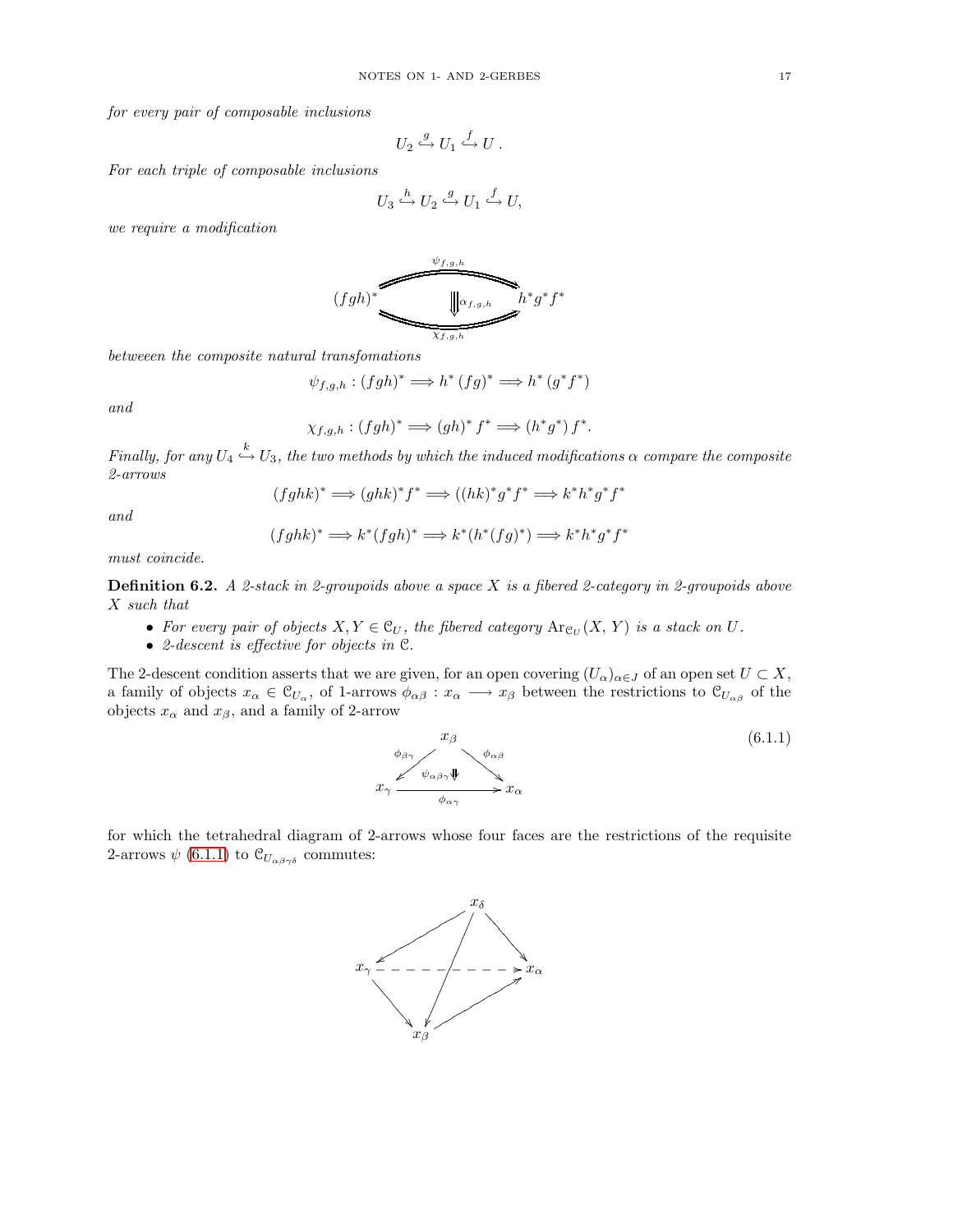*for every pair of composable inclusions*

$$U_2 \overset{g}{\hookrightarrow} U_1 \overset{f}{\hookrightarrow} U\,.$$

*For each triple of composable inclusions*

$$U_3 \overset{h}{\hookrightarrow} U_2 \overset{g}{\hookrightarrow} U_1 \overset{f}{\hookrightarrow} U,$$

*we require a modification*

$$\alpha_{f,g,h} : \psi_{f,g,h} \Rrightarrow \chi_{f,g,h} : (fgh)^* \Longrightarrow h^* g^* f^*$$

*betweeen the composite natural transfomations*

$$\psi_{f,g,h} : (fgh)^* \Longrightarrow h^*\,(fg)^* \Longrightarrow h^*\,(g^* f^*)$$

*and*

$$\chi_{f,g,h} : (fgh)^* \Longrightarrow (gh)^*\, f^* \Longrightarrow (h^* g^*)\, f^*.$$

*Finally, for any* $U_4 \overset{k}{\hookrightarrow} U_3$*, the two methods by which the induced modifications* $\alpha$ *compare the composite 2-arrows*

$$(fghk)^* \Longrightarrow (ghk)^* f^* \Longrightarrow ((hk)^* g^* f^* \Longrightarrow k^* h^* g^* f^*$$

*and*

$$(fghk)^* \Longrightarrow k^*(fgh)^* \Longrightarrow k^*(h^*(fg)^*) \Longrightarrow k^* h^* g^* f^*$$

*must coincide.*

**Definition 6.2.** *A 2-stack in 2-groupoids above a space* $X$ *is a fibered 2-category in 2-groupoids above* $X$ *such that*

- *For every pair of objects* $X, Y \in \mathcal{C}_U$*, the fibered category* $\mathrm{Ar}_{\mathcal{C}_U}(X, Y)$ *is a stack on* $U$.
- *2-descent is effective for objects in* $\mathcal{C}$.

The 2-descent condition asserts that we are given, for an open covering $(U_\alpha)_{\alpha \in J}$ of an open set $U \subset X$, a family of objects $x_\alpha \in \mathcal{C}_{U_\alpha}$, of 1-arrows $\phi_{\alpha\beta} : x_\alpha \longrightarrow x_\beta$ between the restrictions to $\mathcal{C}_{U_{\alpha\beta}}$ of the objects $x_\alpha$ and $x_\beta$, and a family of 2-arrow

$$\begin{array}{ccc} & x_\beta & \\ {}^{\phi_{\beta\gamma}}\swarrow & \psi_{\alpha\beta\gamma}\Downarrow & \searrow^{\phi_{\alpha\beta}} \\ x_\gamma & \xrightarrow[\phi_{\alpha\gamma}]{} & x_\alpha \end{array} \tag{6.1.1}$$

for which the tetrahedral diagram of 2-arrows whose four faces are the restrictions of the requisite 2-arrows $\psi$ (6.1.1) to $\mathcal{C}_{U_{\alpha\beta\gamma\delta}}$ commutes:

$$\begin{array}{ccccc} & & x_\delta & & \\ & \swarrow & \downarrow & \searrow & \\ x_\gamma & - & - & \dashrightarrow & x_\alpha \\ & \searrow & \downarrow & \nearrow & \\ & & x_\beta & & \end{array}$$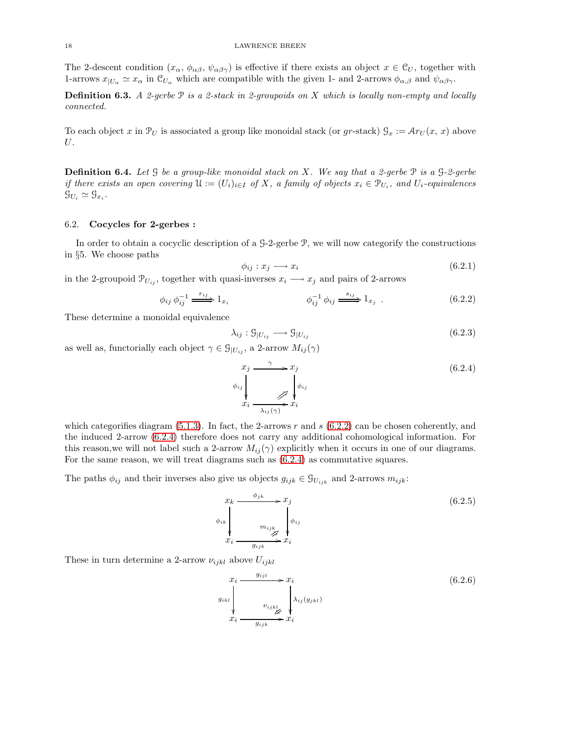The 2-descent condition $(x_\alpha,\, \phi_{\alpha\beta},\, \psi_{\alpha\beta\gamma})$ is effective if there exists an object $x \in \mathcal{C}_U$, together with 1-arrows $x_{|U_\alpha} \simeq x_\alpha$ in $\mathcal{C}_{U_\alpha}$ which are compatible with the given 1- and 2-arrows $\phi_{\alpha,\beta}$ and $\psi_{\alpha\beta\gamma}$.

**Definition 6.3.** *A 2-gerbe $\mathcal{P}$ is a 2-stack in 2-groupoids on $X$ which is locally non-empty and locally connected.*

To each object $x$ in $\mathcal{P}_U$ is associated a group like monoidal stack (or *gr*-stack) $\mathcal{G}_x := \mathcal{A}r_U(x,\, x)$ above $U$.

**Definition 6.4.** *Let $\mathcal{G}$ be a group-like monoidal stack on $X$. We say that a 2-gerbe $\mathcal{P}$ is a $\mathcal{G}$-2-gerbe if there exists an open covering $\mathcal{U} := (U_i)_{i\in I}$ of $X$, a family of objects $x_i \in \mathcal{P}_{U_i}$, and $U_i$-equivalences $\mathcal{G}_{U_i} \simeq \mathcal{G}_{x_i}$.*

### 6.2. Cocycles for 2-gerbes :

In order to obtain a cocyclic description of a $\mathcal{G}$-2-gerbe $\mathcal{P}$, we will now categorify the constructions in §5. We choose paths

$$\phi_{ij} : x_j \longrightarrow x_i \tag{6.2.1}$$

in the 2-groupoid $\mathcal{P}_{U_{ij}}$, together with quasi-inverses $x_i \longrightarrow x_j$ and pairs of 2-arrows

$$\phi_{ij}\, \phi_{ij}^{-1} \overset{r_{ij}}{\Longrightarrow} 1_{x_i} \qquad\qquad \phi_{ij}^{-1}\, \phi_{ij} \overset{s_{ij}}{\Longrightarrow} 1_{x_j}\ . \tag{6.2.2}$$

These determine a monoidal equivalence

$$\lambda_{ij} : \mathcal{G}_{|U_{ij}} \longrightarrow \mathcal{G}_{|U_{ij}} \tag{6.2.3}$$

as well as, functorially each object $\gamma \in \mathcal{G}_{|U_{ij}}$, a 2-arrow $M_{ij}(\gamma)$

$$\begin{array}{ccc} x_j & \xrightarrow{\ \gamma\ } & x_j \\ {\scriptstyle \phi_{ij}}\downarrow & \nearrow\!\!\!\nearrow & \downarrow{\scriptstyle \phi_{ij}} \\ x_i & \xrightarrow[\lambda_{ij}(\gamma)]{} & x_i \end{array} \tag{6.2.4}$$

which categorifies diagram (5.1.3). In fact, the 2-arrows $r$ and $s$ (6.2.2) can be chosen coherently, and the induced 2-arrow (6.2.4) therefore does not carry any additional cohomological information. For this reason,we will not label such a 2-arrow $M_{ij}(\gamma)$ explicitly when it occurs in one of our diagrams. For the same reason, we will treat diagrams such as (6.2.4) as commutative squares.

The paths $\phi_{ij}$ and their inverses also give us objects $g_{ijk} \in \mathcal{G}_{U_{ijk}}$ and 2-arrows $m_{ijk}$:

$$\begin{array}{ccc} x_k & \xrightarrow{\ \phi_{jk}\ } & x_j \\ {\scriptstyle \phi_{ik}}\downarrow & \overset{m_{ijk}}{\nearrow\!\!\!\nearrow} & \downarrow{\scriptstyle \phi_{ij}} \\ x_i & \xrightarrow[g_{ijk}]{} & x_i \end{array} \tag{6.2.5}$$

These in turn determine a 2-arrow $\nu_{ijkl}$ above $U_{ijkl}$

$$\begin{array}{ccc} x_i & \xrightarrow{\ g_{ijl}\ } & x_i \\ {\scriptstyle g_{ikl}}\downarrow & \overset{\nu_{ijkl}}{\swarrow\!\!\!\swarrow} & \downarrow{\scriptstyle \lambda_{ij}(g_{jkl})} \\ x_i & \xrightarrow[g_{ijk}]{} & x_i \end{array} \tag{6.2.6}$$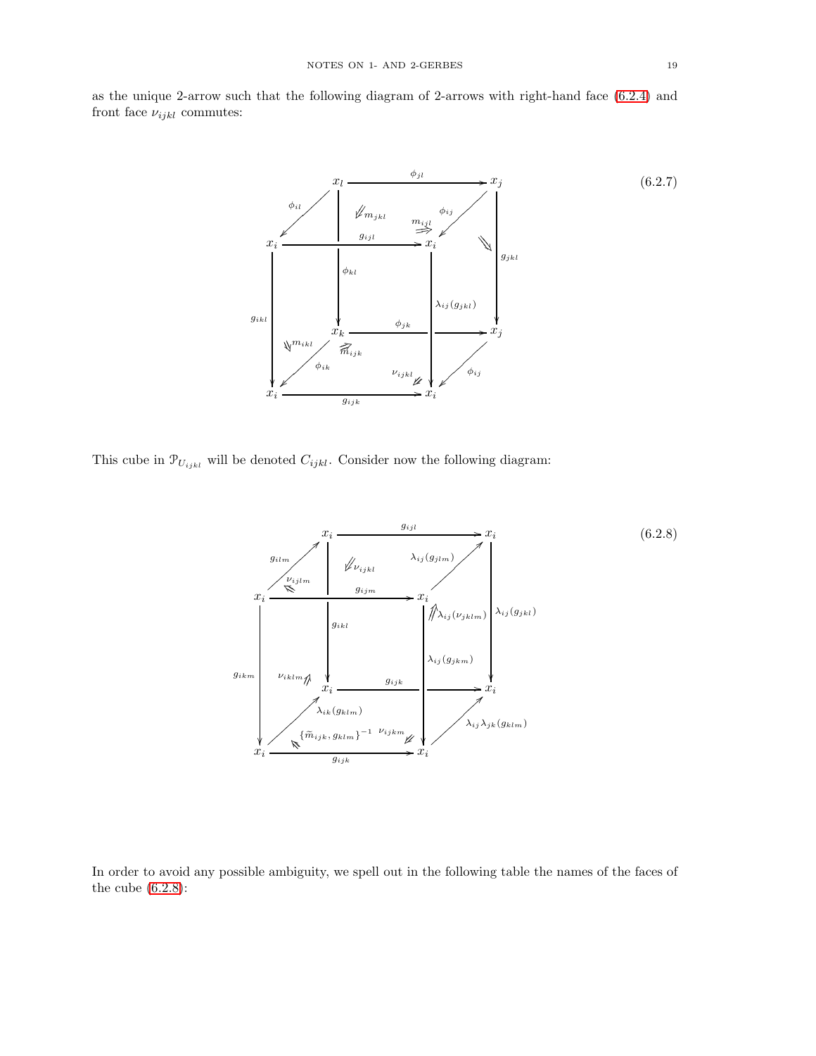as the unique 2-arrow such that the following diagram of 2-arrows with right-hand face (6.2.4) and front face $\nu_{ijkl}$ commutes:

$$\text{(6.2.7)}$$

This cube in $\mathcal{P}_{U_{ijkl}}$ will be denoted $C_{ijkl}$. Consider now the following diagram:

$$\text{(6.2.8)}$$

In order to avoid any possible ambiguity, we spell out in the following table the names of the faces of the cube (6.2.8):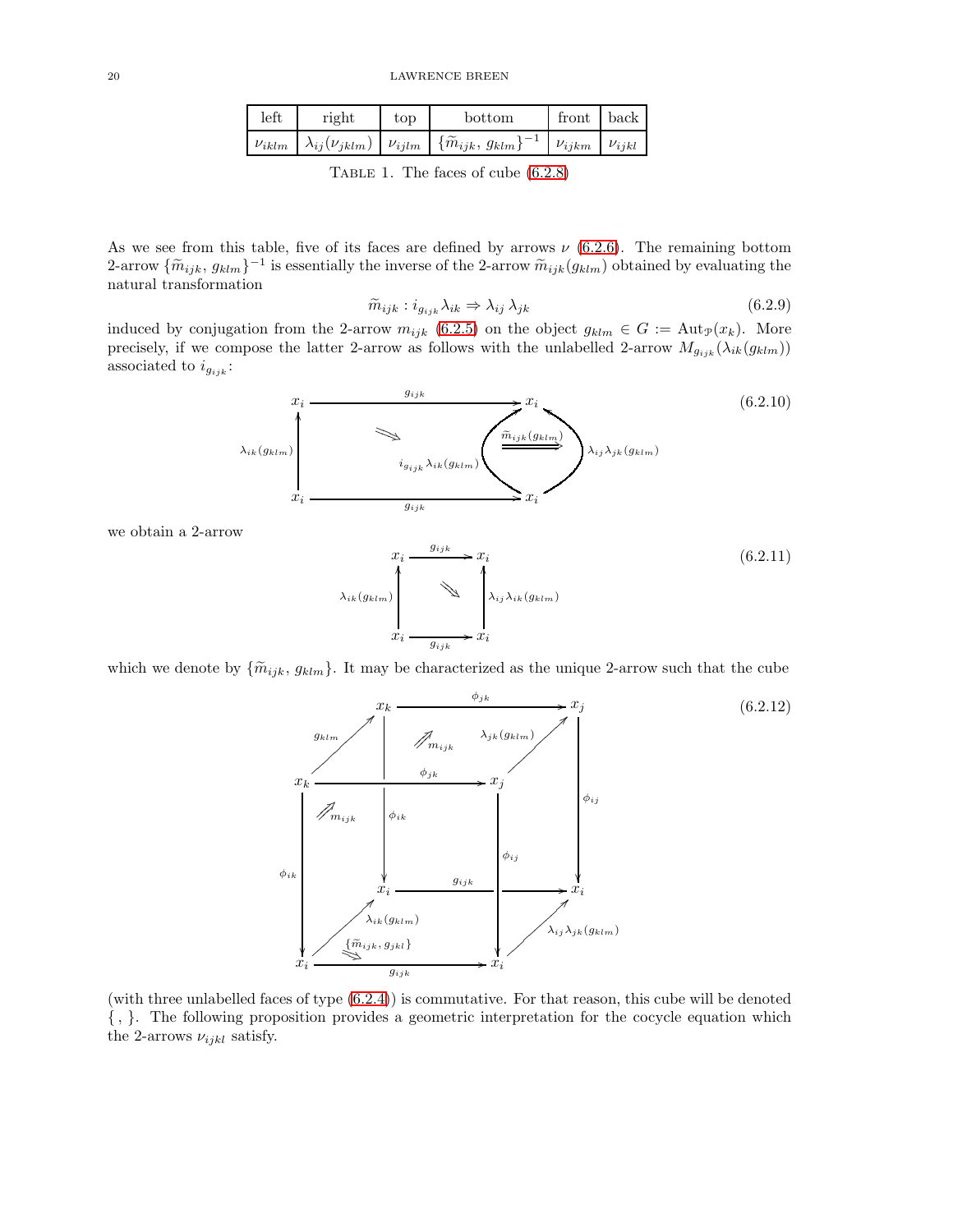| left | right | top | bottom | front | back |
|---|---|---|---|---|---|
| $\nu_{iklm}$ | $\lambda_{ij}(\nu_{jklm})$ | $\nu_{ijlm}$ | $\{\widetilde{m}_{ijk},\, g_{klm}\}^{-1}$ | $\nu_{ijkm}$ | $\nu_{ijkl}$ |

TABLE 1. The faces of cube (6.2.8)

As we see from this table, five of its faces are defined by arrows $\nu$ (6.2.6). The remaining bottom 2-arrow $\{\widetilde{m}_{ijk},\, g_{klm}\}^{-1}$ is essentially the inverse of the 2-arrow $\widetilde{m}_{ijk}(g_{klm})$ obtained by evaluating the natural transformation

$$\widetilde{m}_{ijk} : i_{g_{ijk}}\lambda_{ik} \Rightarrow \lambda_{ij}\,\lambda_{jk} \tag{6.2.9}$$

induced by conjugation from the 2-arrow $m_{ijk}$ (6.2.5) on the object $g_{klm} \in G := \mathrm{Aut}_{\mathcal{P}}(x_k)$. More precisely, if we compose the latter 2-arrow as follows with the unlabelled 2-arrow $M_{g_{ijk}}(\lambda_{ik}(g_{klm}))$ associated to $i_{g_{ijk}}$:

$$\begin{array}{ccc} x_i & \xrightarrow{\;g_{ijk}\;} & x_i \\ {\scriptstyle \lambda_{ik}(g_{klm})}\uparrow & \Searrow \quad i_{g_{ijk}}\lambda_{ik}(g_{klm}) \overset{\widetilde{m}_{ijk}(g_{klm})}{\Longrightarrow} \lambda_{ij}\lambda_{jk}(g_{klm}) & \\ x_i & \xrightarrow[\;g_{ijk}\;]{} & x_i \end{array} \tag{6.2.10}$$

we obtain a 2-arrow

$$\begin{array}{ccc} x_i & \xrightarrow{\;g_{ijk}\;} & x_i \\ {\scriptstyle \lambda_{ik}(g_{klm})}\uparrow & \Searrow & \uparrow{\scriptstyle \lambda_{ij}\lambda_{ik}(g_{klm})} \\ x_i & \xrightarrow[\;g_{ijk}\;]{} & x_i \end{array} \tag{6.2.11}$$

which we denote by $\{\widetilde{m}_{ijk},\, g_{klm}\}$. It may be characterized as the unique 2-arrow such that the cube

$$\text{(cube with vertices } x_k, x_j, x_k, x_j \text{ on top and } x_i, x_i, x_i, x_i \text{ on bottom; edges } g_{klm}, \phi_{jk}, \lambda_{jk}(g_{klm}), \phi_{ik}, \phi_{ij}, g_{ijk}, \lambda_{ik}(g_{klm}), \lambda_{ij}\lambda_{jk}(g_{klm}); \text{ 2-arrows } m_{ijk}, m_{ijk}, \{\widetilde{m}_{ijk}, g_{jkl}\}) \tag{6.2.12}$$

(with three unlabelled faces of type (6.2.4)) is commutative. For that reason, this cube will be denoted $\{\ ,\ \}$. The following proposition provides a geometric interpretation for the cocycle equation which the 2-arrows $\nu_{ijkl}$ satisfy.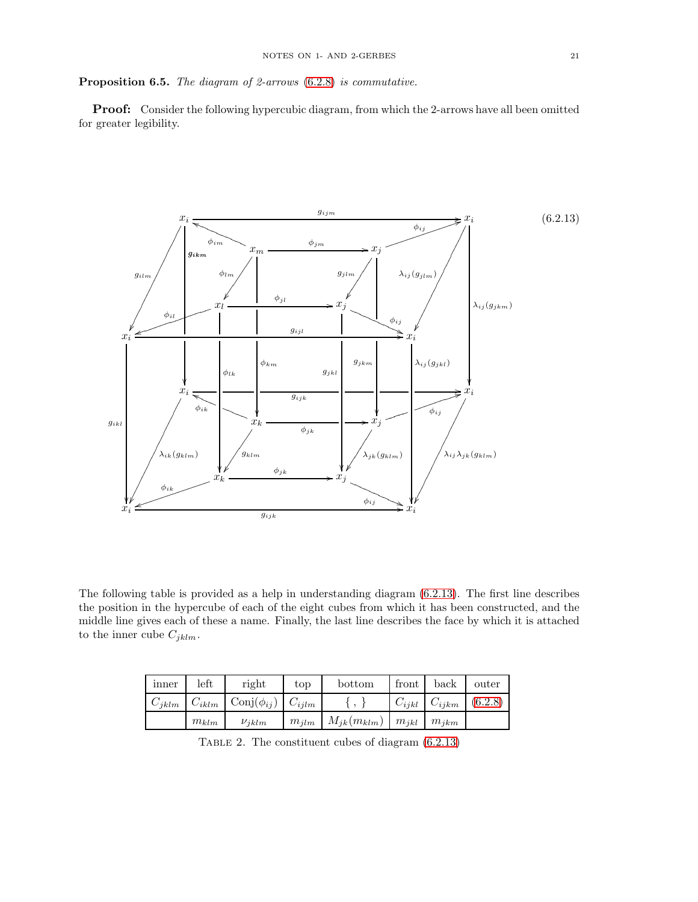**Proposition 6.5.** *The diagram of 2-arrows (6.2.8) is commutative.*

**Proof:** Consider the following hypercubic diagram, from which the 2-arrows have all been omitted for greater legibility.

(6.2.13)

The following table is provided as a help in understanding diagram (6.2.13). The first line describes the position in the hypercube of each of the eight cubes from which it has been constructed, and the middle line gives each of these a name. Finally, the last line describes the face by which it is attached to the inner cube $C_{jklm}$.

| inner | left | right | top | bottom | front | back | outer |
|---|---|---|---|---|---|---|---|
| $C_{jklm}$ | $C_{iklm}$ | $\mathrm{Conj}(\phi_{ij})$ | $C_{ijlm}$ | $\{\, ,\, \}$ | $C_{ijkl}$ | $C_{ijkm}$ | (6.2.8) |
| | $m_{klm}$ | $\nu_{jklm}$ | $m_{jlm}$ | $M_{jk}(m_{klm})$ | $m_{jkl}$ | $m_{jkm}$ | |

TABLE 2. The constituent cubes of diagram (6.2.13)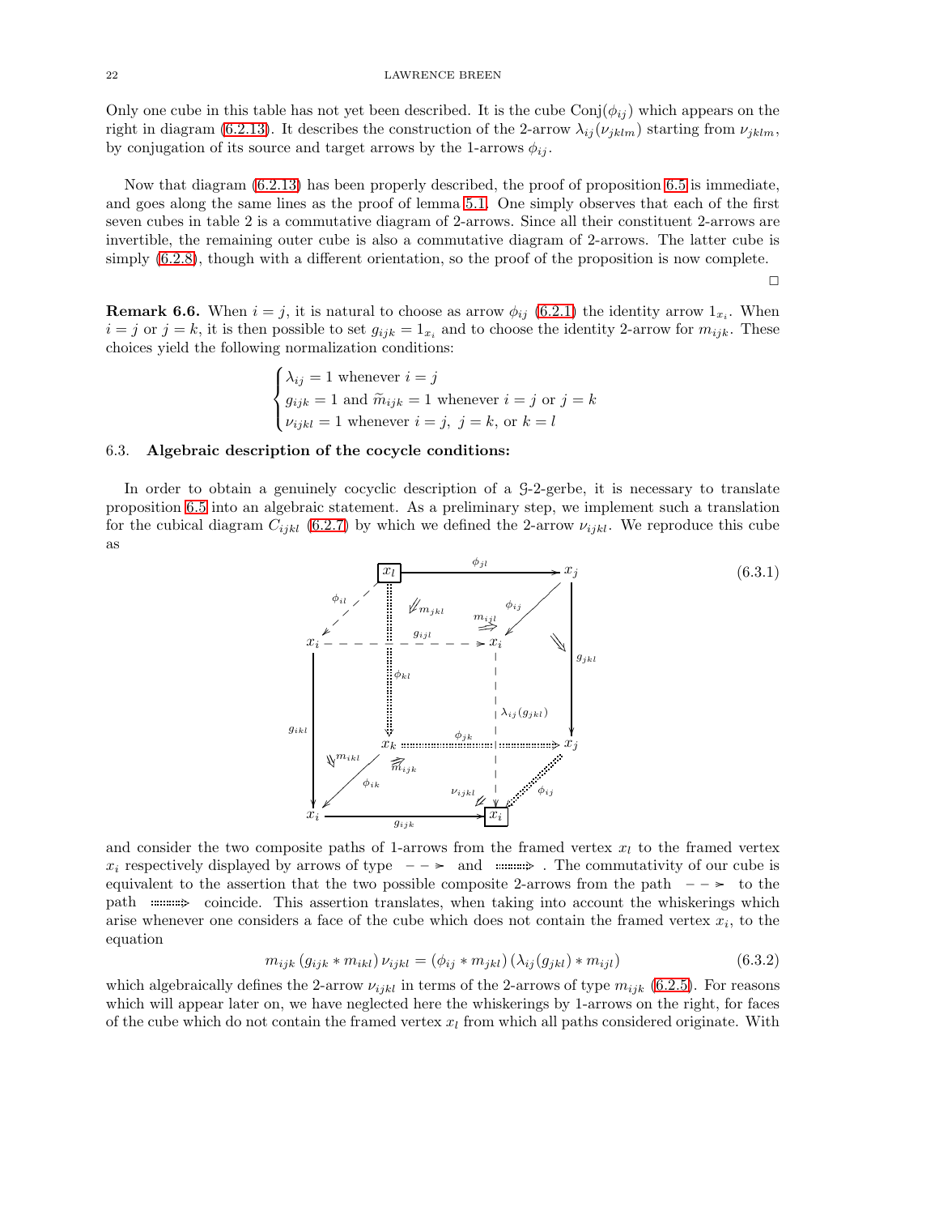Only one cube in this table has not yet been described. It is the cube $\mathrm{Conj}(\phi_{ij})$ which appears on the right in diagram (6.2.13). It describes the construction of the 2-arrow $\lambda_{ij}(\nu_{jklm})$ starting from $\nu_{jklm}$, by conjugation of its source and target arrows by the 1-arrows $\phi_{ij}$.

Now that diagram (6.2.13) has been properly described, the proof of proposition 6.5 is immediate, and goes along the same lines as the proof of lemma 5.1. One simply observes that each of the first seven cubes in table 2 is a commutative diagram of 2-arrows. Since all their constituent 2-arrows are invertible, the remaining outer cube is also a commutative diagram of 2-arrows. The latter cube is simply (6.2.8), though with a different orientation, so the proof of the proposition is now complete.

□

**Remark 6.6.** When $i = j$, it is natural to choose as arrow $\phi_{ij}$ (6.2.1) the identity arrow $1_{x_i}$. When $i = j$ or $j = k$, it is then possible to set $g_{ijk} = 1_{x_i}$ and to choose the identity 2-arrow for $m_{ijk}$. These choices yield the following normalization conditions:

$$\begin{cases} \lambda_{ij} = 1 \text{ whenever } i = j \\ g_{ijk} = 1 \text{ and } \widetilde{m}_{ijk} = 1 \text{ whenever } i = j \text{ or } j = k \\ \nu_{ijkl} = 1 \text{ whenever } i = j,\ j = k, \text{ or } k = l \end{cases}$$

## 6.3. Algebraic description of the cocycle conditions:

In order to obtain a genuinely cocyclic description of a $\mathcal{G}$-2-gerbe, it is necessary to translate proposition 6.5 into an algebraic statement. As a preliminary step, we implement such a translation for the cubical diagram $C_{ijkl}$ (6.2.7) by which we defined the 2-arrow $\nu_{ijkl}$. We reproduce this cube as

(6.3.1)

and consider the two composite paths of 1-arrows from the framed vertex $x_l$ to the framed vertex $x_i$ respectively displayed by arrows of type $- - \succ$ and $\Rrightarrow$. The commutativity of our cube is equivalent to the assertion that the two possible composite 2-arrows from the path $- - \succ$ to the path $\Rrightarrow$ coincide. This assertion translates, when taking into account the whiskerings which arise whenever one considers a face of the cube which does not contain the framed vertex $x_i$, to the equation

$$m_{ijk}\,(g_{ijk} * m_{ikl})\,\nu_{ijkl} = (\phi_{ij} * m_{jkl})\,(\lambda_{ij}(g_{jkl}) * m_{ijl}) \tag{6.3.2}$$

which algebraically defines the 2-arrow $\nu_{ijkl}$ in terms of the 2-arrows of type $m_{ijk}$ (6.2.5). For reasons which will appear later on, we have neglected here the whiskerings by 1-arrows on the right, for faces of the cube which do not contain the framed vertex $x_l$ from which all paths considered originate. With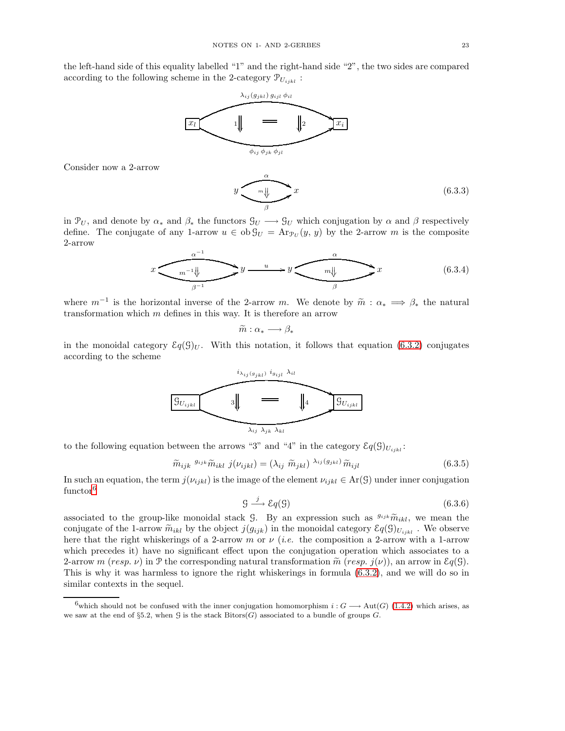the left-hand side of this equality labelled "1" and the right-hand side "2", the two sides are compared according to the following scheme in the 2-category $\mathcal{P}_{U_{ijkl}}$ :

$$\boxed{x_l} \underset{\phi_{ij}\,\phi_{jk}\,\phi_{jl}}{\overset{\lambda_{ij}(g_{jkl})\,g_{ijl}\,\phi_{il}}{\rightrightarrows}} \boxed{x_i} \qquad 1\Downarrow \quad = \quad \Downarrow 2$$

Consider now a 2-arrow

$$y \underset{\beta}{\overset{\alpha}{\rightrightarrows}} x \quad (m \Downarrow) \tag{6.3.3}$$

in $\mathcal{P}_U$, and denote by $\alpha_*$ and $\beta_*$ the functors $\mathcal{G}_U \longrightarrow \mathcal{G}_U$ which conjugation by $\alpha$ and $\beta$ respectively define. The conjugate of any 1-arrow $u \in \mathrm{ob}\,\mathcal{G}_U = \mathrm{Ar}_{\mathcal{P}_U}(y, y)$ by the 2-arrow $m$ is the composite 2-arrow

$$x \underset{\beta^{-1}}{\overset{\alpha^{-1}}{\rightrightarrows}} y \xrightarrow{\ u\ } y \underset{\beta}{\overset{\alpha}{\rightrightarrows}} x \quad (m^{-1}\Downarrow,\ m\Downarrow) \tag{6.3.4}$$

where $m^{-1}$ is the horizontal inverse of the 2-arrow $m$. We denote by $\widetilde{m} : \alpha_* \Longrightarrow \beta_*$ the natural transformation which $m$ defines in this way. It is therefore an arrow

$$\widetilde{m} : \alpha_* \longrightarrow \beta_*$$

in the monoidal category $\mathcal{E}q(\mathcal{G})_U$. With this notation, it follows that equation (6.3.2) conjugates according to the scheme

$$\boxed{\mathcal{G}_{U_{ijkl}}} \underset{\lambda_{ij}\,\lambda_{jk}\,\lambda_{kl}}{\overset{i_{\lambda_{ij}(g_{jkl})}\,i_{g_{ijl}}\,\lambda_{il}}{\rightrightarrows}} \boxed{\mathcal{G}_{U_{ijkl}}} \qquad 3\Downarrow \quad = \quad \Downarrow 4$$

to the following equation between the arrows "3" and "4" in the category $\mathcal{E}q(\mathcal{G})_{U_{ijkl}}$:

$$\widetilde{m}_{ijk}\ {}^{g_{ijk}}\widetilde{m}_{ikl}\ j(\nu_{ijkl}) = (\lambda_{ij}\ \widetilde{m}_{jkl})\ {}^{\lambda_{ij}(g_{jkl})}\,\widetilde{m}_{ijl} \tag{6.3.5}$$

In such an equation, the term $j(\nu_{ijkl})$ is the image of the element $\nu_{ijkl} \in \mathrm{Ar}(\mathcal{G})$ under inner conjugation functor[6]

$$\mathcal{G} \xrightarrow{\ j\ } \mathcal{E}q(\mathcal{G}) \tag{6.3.6}$$

associated to the group-like monoidal stack $\mathcal{G}$. By an expression such as ${}^{g_{ijk}}\widetilde{m}_{ikl}$, we mean the conjugate of the 1-arrow $\widetilde{m}_{ikl}$ by the object $j(g_{ijk})$ in the monoidal category $\mathcal{E}q(\mathcal{G})_{U_{ijkl}}$. We observe here that the right whiskerings of a 2-arrow $m$ or $\nu$ (*i.e.* the composition a 2-arrow with a 1-arrow which precedes it) have no significant effect upon the conjugation operation which associates to a 2-arrow $m$ (*resp.* $\nu$) in $\mathcal{P}$ the corresponding natural transformation $\widetilde{m}$ (*resp.* $j(\nu)$), an arrow in $\mathcal{E}q(\mathcal{G})$. This is why it was harmless to ignore the right whiskerings in formula (6.3.2), and we will do so in similar contexts in the sequel.

[6] which should not be confused with the inner conjugation homomorphism $i : G \longrightarrow \mathrm{Aut}(G)$ (1.4.2) which arises, as we saw at the end of §5.2, when $\mathcal{G}$ is the stack $\mathrm{Bitors}(G)$ associated to a bundle of groups $G$.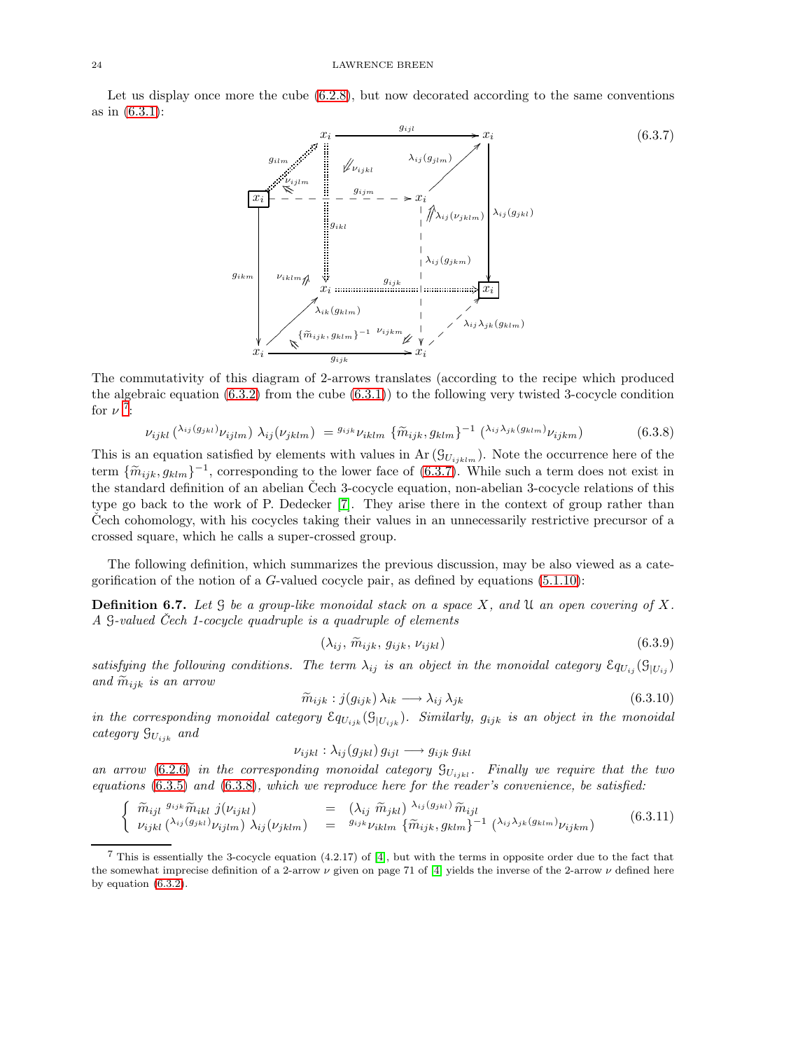Let us display once more the cube (6.2.8), but now decorated according to the same conventions as in (6.3.1):

$$
\text{(6.3.7)}
$$

The commutativity of this diagram of 2-arrows translates (according to the recipe which produced the algebraic equation (6.3.2) from the cube (6.3.1)) to the following very twisted 3-cocycle condition for $\nu$ [7]:

$$
\nu_{ijkl}\,({}^{\lambda_{ij}(g_{jkl})}\nu_{ijlm})\;\lambda_{ij}(\nu_{jklm}) \;= {}^{g_{ijk}}\nu_{iklm}\;\{\widetilde{m}_{ijk}, g_{klm}\}^{-1}\;({}^{\lambda_{ij}\lambda_{jk}(g_{klm})}\nu_{ijkm}) \tag{6.3.8}
$$

This is an equation satisfied by elements with values in $\mathrm{Ar}\,(\mathcal{G}_{U_{ijklm}})$. Note the occurrence here of the term $\{\widetilde{m}_{ijk}, g_{klm}\}^{-1}$, corresponding to the lower face of (6.3.7). While such a term does not exist in the standard definition of an abelian Čech 3-cocycle equation, non-abelian 3-cocycle relations of this type go back to the work of P. Dedecker [7]. They arise there in the context of group rather than Čech cohomology, with his cocycles taking their values in an unnecessarily restrictive precursor of a crossed square, which he calls a super-crossed group.

The following definition, which summarizes the previous discussion, may be also viewed as a categorification of the notion of a $G$-valued cocycle pair, as defined by equations (5.1.10):

**Definition 6.7.** *Let $\mathcal{G}$ be a group-like monoidal stack on a space $X$, and $\mathfrak{U}$ an open covering of $X$. A $\mathcal{G}$-valued Čech 1-cocycle quadruple is a quadruple of elements*

$$
(\lambda_{ij},\, \widetilde{m}_{ijk},\, g_{ijk},\, \nu_{ijkl}) \tag{6.3.9}
$$

*satisfying the following conditions. The term $\lambda_{ij}$ is an object in the monoidal category $\mathcal{E}q_{U_{ij}}(\mathcal{G}_{|U_{ij}})$ and $\widetilde{m}_{ijk}$ is an arrow*

$$
\widetilde{m}_{ijk} : j(g_{ijk})\,\lambda_{ik} \longrightarrow \lambda_{ij}\,\lambda_{jk} \tag{6.3.10}
$$

*in the corresponding monoidal category $\mathcal{E}q_{U_{ijk}}(\mathcal{G}_{|U_{ijk}})$. Similarly, $g_{ijk}$ is an object in the monoidal category $\mathcal{G}_{U_{ijk}}$ and*

$$
\nu_{ijkl} : \lambda_{ij}(g_{jkl})\,g_{ijl} \longrightarrow g_{ijk}\,g_{ikl}
$$

*an arrow (6.2.6) in the corresponding monoidal category $\mathcal{G}_{U_{ijkl}}$. Finally we require that the two equations (6.3.5) and (6.3.8), which we reproduce here for the reader's convenience, be satisfied:*

$$
\left\{
\begin{array}{lcl}
\widetilde{m}_{ijl}\;{}^{g_{ijk}}\widetilde{m}_{ikl}\;j(\nu_{ijkl}) & = & (\lambda_{ij}\;\widetilde{m}_{jkl})\;{}^{\lambda_{ij}(g_{jkl})}\,\widetilde{m}_{ijl} \\
\nu_{ijkl}\,({}^{\lambda_{ij}(g_{jkl})}\nu_{ijlm})\;\lambda_{ij}(\nu_{jklm}) & = & {}^{g_{ijk}}\nu_{iklm}\;\{\widetilde{m}_{ijk}, g_{klm}\}^{-1}\;({}^{\lambda_{ij}\lambda_{jk}(g_{klm})}\nu_{ijkm})
\end{array}
\right. \tag{6.3.11}
$$

---

[7] This is essentially the 3-cocycle equation (4.2.17) of [4], but with the terms in opposite order due to the fact that the somewhat imprecise definition of a 2-arrow $\nu$ given on page 71 of [4] yields the inverse of the 2-arrow $\nu$ defined here by equation (6.3.2).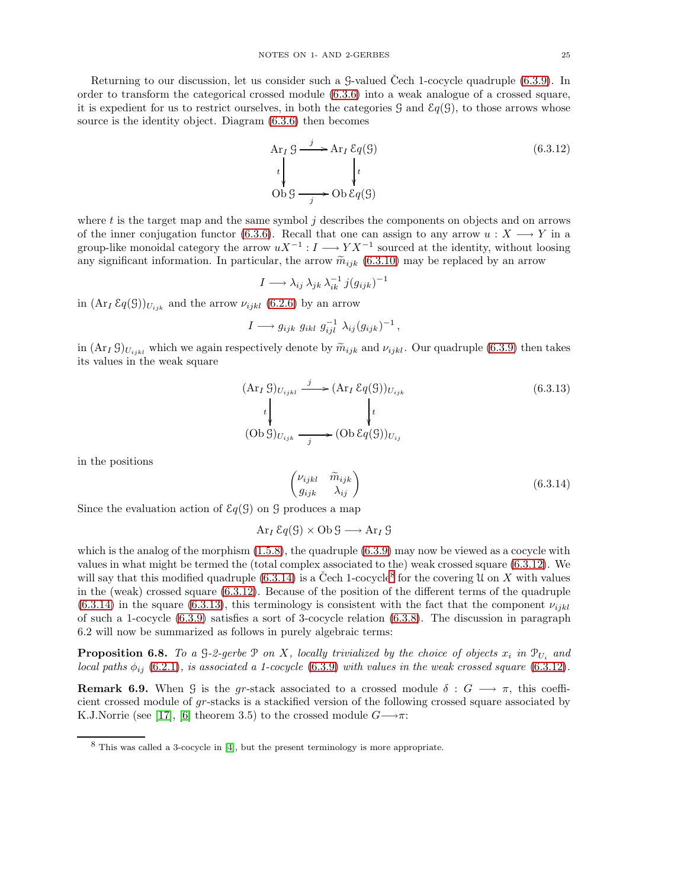Returning to our discussion, let us consider such a $\mathcal{G}$-valued Čech 1-cocycle quadruple (6.3.9). In order to transform the categorical crossed module (6.3.6) into a weak analogue of a crossed square, it is expedient for us to restrict ourselves, in both the categories $\mathcal{G}$ and $\mathcal{E}q(\mathcal{G})$, to those arrows whose source is the identity object. Diagram (6.3.6) then becomes

$$\begin{array}{ccc} \mathrm{Ar}_I\, \mathcal{G} & \xrightarrow{\ j\ } & \mathrm{Ar}_I\, \mathcal{E}q(\mathcal{G}) \\ {\scriptstyle t}\big\downarrow & & \big\downarrow{\scriptstyle t} \\ \mathrm{Ob}\, \mathcal{G} & \xrightarrow[\ j\ ]{} & \mathrm{Ob}\, \mathcal{E}q(\mathcal{G}) \end{array} \tag{6.3.12}$$

where $t$ is the target map and the same symbol $j$ describes the components on objects and on arrows of the inner conjugation functor (6.3.6). Recall that one can assign to any arrow $u : X \longrightarrow Y$ in a group-like monoidal category the arrow $uX^{-1} : I \longrightarrow YX^{-1}$ sourced at the identity, without loosing any significant information. In particular, the arrow $\widetilde{m}_{ijk}$ (6.3.10) may be replaced by an arrow

$$I \longrightarrow \lambda_{ij}\, \lambda_{jk}\, \lambda_{ik}^{-1}\, j(g_{ijk})^{-1}$$

in $(\mathrm{Ar}_I\, \mathcal{E}q(\mathcal{G}))_{U_{ijk}}$ and the arrow $\nu_{ijkl}$ (6.2.6) by an arrow

$$I \longrightarrow g_{ijk}\ g_{ikl}\ g_{ijl}^{-1}\ \lambda_{ij}(g_{ijk})^{-1}\,,$$

in $(\mathrm{Ar}_I\, \mathcal{G})_{U_{ijkl}}$ which we again respectively denote by $\widetilde{m}_{ijk}$ and $\nu_{ijkl}$. Our quadruple (6.3.9) then takes its values in the weak square

$$\begin{array}{ccc} (\mathrm{Ar}_I\, \mathcal{G})_{U_{ijkl}} & \xrightarrow{\ j\ } & (\mathrm{Ar}_I\, \mathcal{E}q(\mathcal{G}))_{U_{ijk}} \\ {\scriptstyle t}\big\downarrow & & \big\downarrow{\scriptstyle t} \\ (\mathrm{Ob}\, \mathcal{G})_{U_{ijk}} & \xrightarrow[\ j\ ]{} & (\mathrm{Ob}\, \mathcal{E}q(\mathcal{G}))_{U_{ij}} \end{array} \tag{6.3.13}$$

in the positions

$$\begin{pmatrix} \nu_{ijkl} & \widetilde{m}_{ijk} \\ g_{ijk} & \lambda_{ij} \end{pmatrix} \tag{6.3.14}$$

Since the evaluation action of $\mathcal{E}q(\mathcal{G})$ on $\mathcal{G}$ produces a map

$$\mathrm{Ar}_I\, \mathcal{E}q(\mathcal{G}) \times \mathrm{Ob}\, \mathcal{G} \longrightarrow \mathrm{Ar}_I\, \mathcal{G}$$

which is the analog of the morphism (1.5.8), the quadruple (6.3.9) may now be viewed as a cocycle with values in what might be termed the (total complex associated to the) weak crossed square (6.3.12). We will say that this modified quadruple (6.3.14) is a Čech 1-cocycle[8] for the covering $\mathcal{U}$ on $X$ with values in the (weak) crossed square (6.3.12). Because of the position of the different terms of the quadruple (6.3.14) in the square (6.3.13), this terminology is consistent with the fact that the component $\nu_{ijkl}$ of such a 1-cocycle (6.3.9) satisfies a sort of 3-cocycle relation (6.3.8). The discussion in paragraph 6.2 will now be summarized as follows in purely algebraic terms:

**Proposition 6.8.** *To a $\mathcal{G}$-2-gerbe $\mathcal{P}$ on $X$, locally trivialized by the choice of objects $x_i$ in $\mathcal{P}_{U_i}$ and local paths $\phi_{ij}$ (6.2.1), is associated a 1-cocycle (6.3.9) with values in the weak crossed square (6.3.12).*

**Remark 6.9.** When $\mathcal{G}$ is the *gr*-stack associated to a crossed module $\delta : G \longrightarrow \pi$, this coefficient crossed module of *gr*-stacks is a stackified version of the following crossed square associated by K.J.Norrie (see [17], [6] theorem 3.5) to the crossed module $G \longrightarrow \pi$:

---

[8] This was called a 3-cocycle in [4], but the present terminology is more appropriate.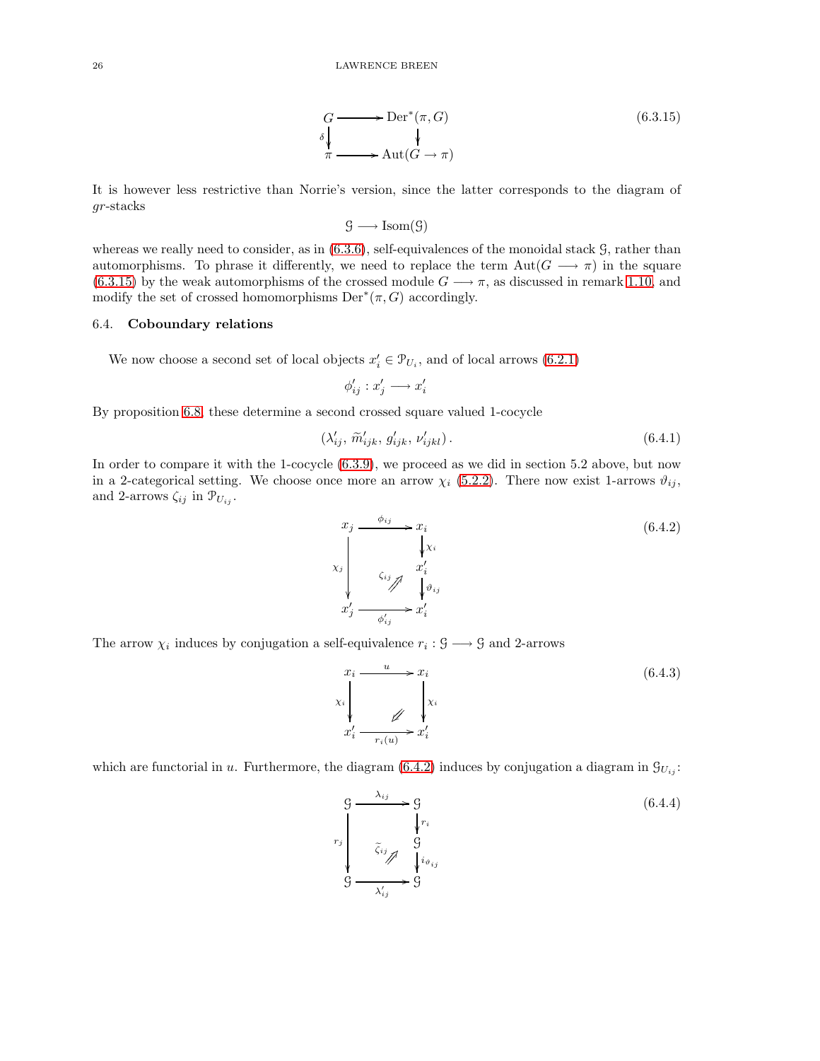$$
\begin{array}{ccc}
G & \longrightarrow & \mathrm{Der}^*(\pi, G) \\
{\scriptstyle \delta}\downarrow & & \downarrow \\
\pi & \longrightarrow & \mathrm{Aut}(G \to \pi)
\end{array}
\tag{6.3.15}
$$

It is however less restrictive than Norrie's version, since the latter corresponds to the diagram of *gr*-stacks

$$
\mathcal{G} \longrightarrow \mathrm{Isom}(\mathcal{G})
$$

whereas we really need to consider, as in (6.3.6), self-equivalences of the monoidal stack $\mathcal{G}$, rather than automorphisms. To phrase it differently, we need to replace the term $\mathrm{Aut}(G \longrightarrow \pi)$ in the square (6.3.15) by the weak automorphisms of the crossed module $G \longrightarrow \pi$, as discussed in remark 1.10, and modify the set of crossed homomorphisms $\mathrm{Der}^*(\pi, G)$ accordingly.

### 6.4. **Coboundary relations**

We now choose a second set of local objects $x'_i \in \mathcal{P}_{U_i}$, and of local arrows (6.2.1)

$$
\phi'_{ij} : x'_j \longrightarrow x'_i
$$

By proposition 6.8, these determine a second crossed square valued 1-cocycle

$$
(\lambda'_{ij},\, \widetilde{m}'_{ijk},\, g'_{ijk},\, \nu'_{ijkl})\,. \tag{6.4.1}
$$

In order to compare it with the 1-cocycle (6.3.9), we proceed as we did in section 5.2 above, but now in a 2-categorical setting. We choose once more an arrow $\chi_i$ (5.2.2). There now exist 1-arrows $\vartheta_{ij}$, and 2-arrows $\zeta_{ij}$ in $\mathcal{P}_{U_{ij}}$.

$$
\begin{array}{ccc}
x_j & \xrightarrow{\ \phi_{ij}\ } & x_i \\
 & & \downarrow {\scriptstyle \chi_i} \\
{\scriptstyle \chi_j}\downarrow & {\scriptstyle \zeta_{ij}} \Nearrow & x'_i \\
 & & \downarrow {\scriptstyle \vartheta_{ij}} \\
x'_j & \xrightarrow[\ \phi'_{ij}\ ]{} & x'_i
\end{array}
\tag{6.4.2}
$$

The arrow $\chi_i$ induces by conjugation a self-equivalence $r_i : \mathcal{G} \longrightarrow \mathcal{G}$ and 2-arrows

$$
\begin{array}{ccc}
x_i & \xrightarrow{\ u\ } & x_i \\
{\scriptstyle \chi_i}\downarrow & \swarrow & \downarrow {\scriptstyle \chi_i} \\
x'_i & \xrightarrow[\ r_i(u)\ ]{} & x'_i
\end{array}
\tag{6.4.3}
$$

which are functorial in $u$. Furthermore, the diagram (6.4.2) induces by conjugation a diagram in $\mathcal{G}_{U_{ij}}$:

$$
\begin{array}{ccc}
\mathcal{G} & \xrightarrow{\ \lambda_{ij}\ } & \mathcal{G} \\
 & & \downarrow {\scriptstyle r_i} \\
{\scriptstyle r_j}\downarrow & {\scriptstyle \widetilde{\zeta}_{ij}} \Nearrow & \mathcal{G} \\
 & & \downarrow {\scriptstyle i_{\vartheta_{ij}}} \\
\mathcal{G} & \xrightarrow[\ \lambda'_{ij}\ ]{} & \mathcal{G}
\end{array}
\tag{6.4.4}
$$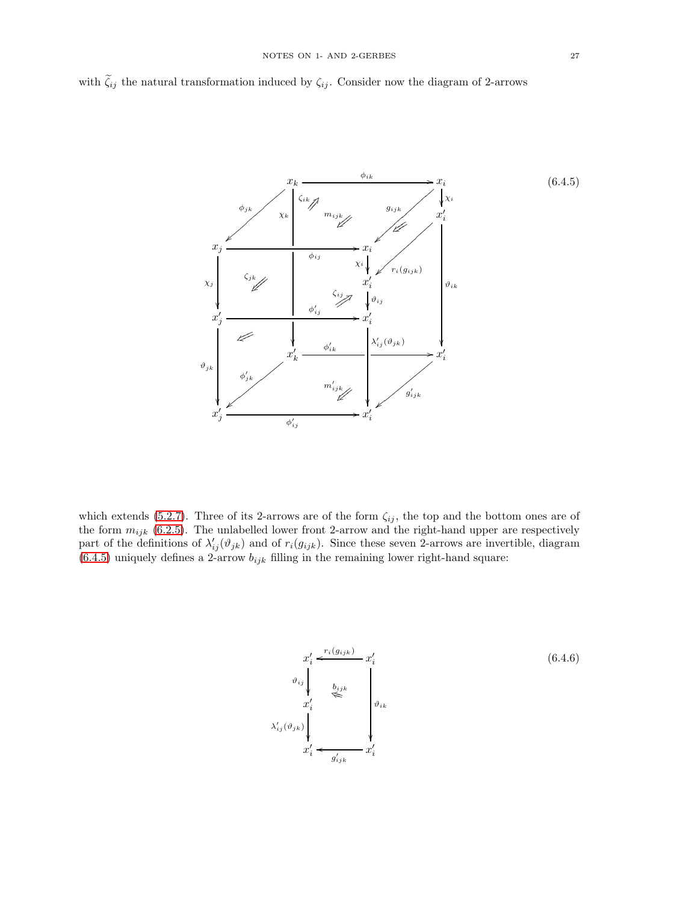with $\widetilde{\zeta}_{ij}$ the natural transformation induced by $\zeta_{ij}$. Consider now the diagram of 2-arrows

$$\begin{array}{c}\text{(cube diagram with vertices } x_k, x_i, x_j, x_i, x'_i, x'_j, x'_k, x'_i \text{; edges } \phi_{ik}, \phi_{jk}, \phi_{ij}, \phi'_{ij}, \phi'_{ik}, \phi'_{jk}, \chi_i, \chi_j, \chi_k, g_{ijk}, g'_{ijk}, r_i(g_{ijk}), \vartheta_{ij}, \vartheta_{jk}, \vartheta_{ik}, \lambda'_{ij}(\vartheta_{jk}) \text{; 2-arrows } \zeta_{ik}, \zeta_{jk}, \zeta_{ij}, m_{ijk}, m'_{ijk})\end{array} \tag{6.4.5}$$

which extends (5.2.7). Three of its 2-arrows are of the form $\zeta_{ij}$, the top and the bottom ones are of the form $m_{ijk}$ (6.2.5). The unlabelled lower front 2-arrow and the right-hand upper are respectively part of the definitions of $\lambda'_{ij}(\vartheta_{jk})$ and of $r_i(g_{ijk})$. Since these seven 2-arrows are invertible, diagram (6.4.5) uniquely defines a 2-arrow $b_{ijk}$ filling in the remaining lower right-hand square:

$$\begin{array}{ccc} x'_i & \xleftarrow{\;r_i(g_{ijk})\;} & x'_i \\ {\scriptstyle \vartheta_{ij}}\downarrow & & \\ x'_i & \overset{b_{ijk}}{\Leftarrow} & \downarrow{\scriptstyle \vartheta_{ik}} \\ {\scriptstyle \lambda'_{ij}(\vartheta_{jk})}\downarrow & & \\ x'_i & \xleftarrow[\;g'_{ijk}\;]{} & x'_i \end{array} \tag{6.4.6}$$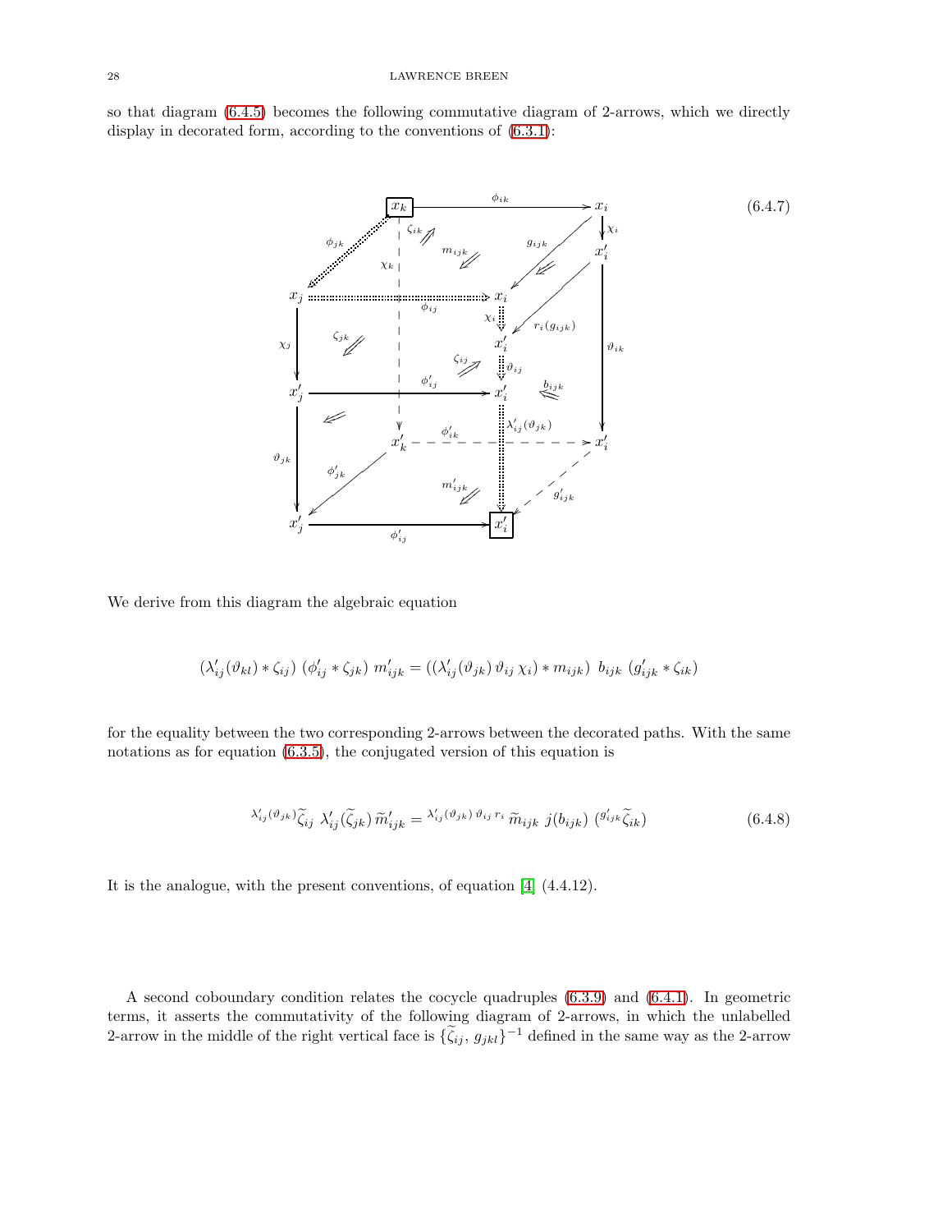so that diagram (6.4.5) becomes the following commutative diagram of 2-arrows, which we directly display in decorated form, according to the conventions of (6.3.1):

(6.4.7)

We derive from this diagram the algebraic equation

$$(\lambda'_{ij}(\vartheta_{kl}) * \zeta_{ij})\ (\phi'_{ij} * \zeta_{jk})\ m'_{ijk} = ((\lambda'_{ij}(\vartheta_{jk})\, \vartheta_{ij}\, \chi_i) * m_{ijk})\ \ b_{ijk}\ (g'_{ijk} * \zeta_{ik})$$

for the equality between the two corresponding 2-arrows between the decorated paths. With the same notations as for equation (6.3.5), the conjugated version of this equation is

$$^{\lambda'_{ij}(\vartheta_{jk})}\widetilde{\zeta}_{ij}\ \lambda'_{ij}(\widetilde{\zeta}_{jk})\, \widetilde{m}'_{ijk} = {}^{\lambda'_{ij}(\vartheta_{jk})\, \vartheta_{ij}\, r_i}\, \widetilde{m}_{ijk}\ j(b_{ijk})\ ({}^{g'_{ijk}}\widetilde{\zeta}_{ik}) \tag{6.4.8}$$

It is the analogue, with the present conventions, of equation [4] (4.4.12).

A second coboundary condition relates the cocycle quadruples (6.3.9) and (6.4.1). In geometric terms, it asserts the commutativity of the following diagram of 2-arrows, in which the unlabelled 2-arrow in the middle of the right vertical face is $\{\widetilde{\zeta}_{ij},\, g_{jkl}\}^{-1}$ defined in the same way as the 2-arrow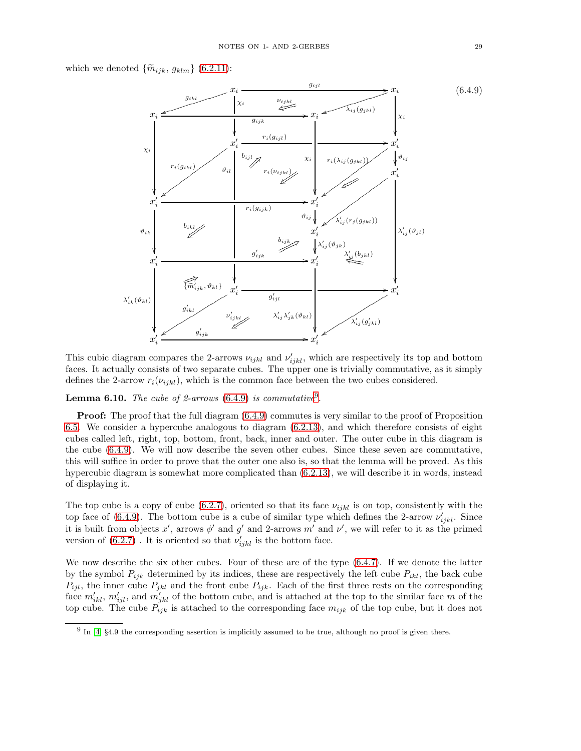which we denoted $\{\widetilde{m}_{ijk},\, g_{klm}\}$ (6.2.11):

$$(6.4.9)$$

This cubic diagram compares the 2-arrows $\nu_{ijkl}$ and $\nu'_{ijkl}$, which are respectively its top and bottom faces. It actually consists of two separate cubes. The upper one is trivially commutative, as it simply defines the 2-arrow $r_i(\nu_{ijkl})$, which is the common face between the two cubes considered.

**Lemma 6.10.** *The cube of 2-arrows (6.4.9) is commutative*[9].

**Proof:** The proof that the full diagram (6.4.9) commutes is very similar to the proof of Proposition 6.5. We consider a hypercube analogous to diagram (6.2.13), and which therefore consists of eight cubes called left, right, top, bottom, front, back, inner and outer. The outer cube in this diagram is the cube (6.4.9). We will now describe the seven other cubes. Since these seven are commutative, this will suffice in order to prove that the outer one also is, so that the lemma will be proved. As this hypercubic diagram is somewhat more complicated than (6.2.13), we will describe it in words, instead of displaying it.

The top cube is a copy of cube (6.2.7), oriented so that its face $\nu_{ijkl}$ is on top, consistently with the top face of (6.4.9). The bottom cube is a cube of similar type which defines the 2-arrow $\nu'_{ijkl}$. Since it is built from objects $x'$, arrows $\phi'$ and $g'$ and 2-arrows $m'$ and $\nu'$, we will refer to it as the primed version of (6.2.7) . It is oriented so that $\nu'_{ijkl}$ is the bottom face.

We now describe the six other cubes. Four of these are of the type (6.4.7). If we denote the latter by the symbol $P_{ijk}$ determined by its indices, these are respectively the left cube $P_{ikl}$, the back cube $P_{ijl}$, the inner cube $P_{jkl}$ and the front cube $P_{ijk}$. Each of the first three rests on the corresponding face $m'_{ikl}$, $m'_{ijl}$, and $m'_{jkl}$ of the bottom cube, and is attached at the top to the similar face $m$ of the top cube. The cube $P_{ijk}$ is attached to the corresponding face $m_{ijk}$ of the top cube, but it does not

[9] In [4] §4.9 the corresponding assertion is implicitly assumed to be true, although no proof is given there.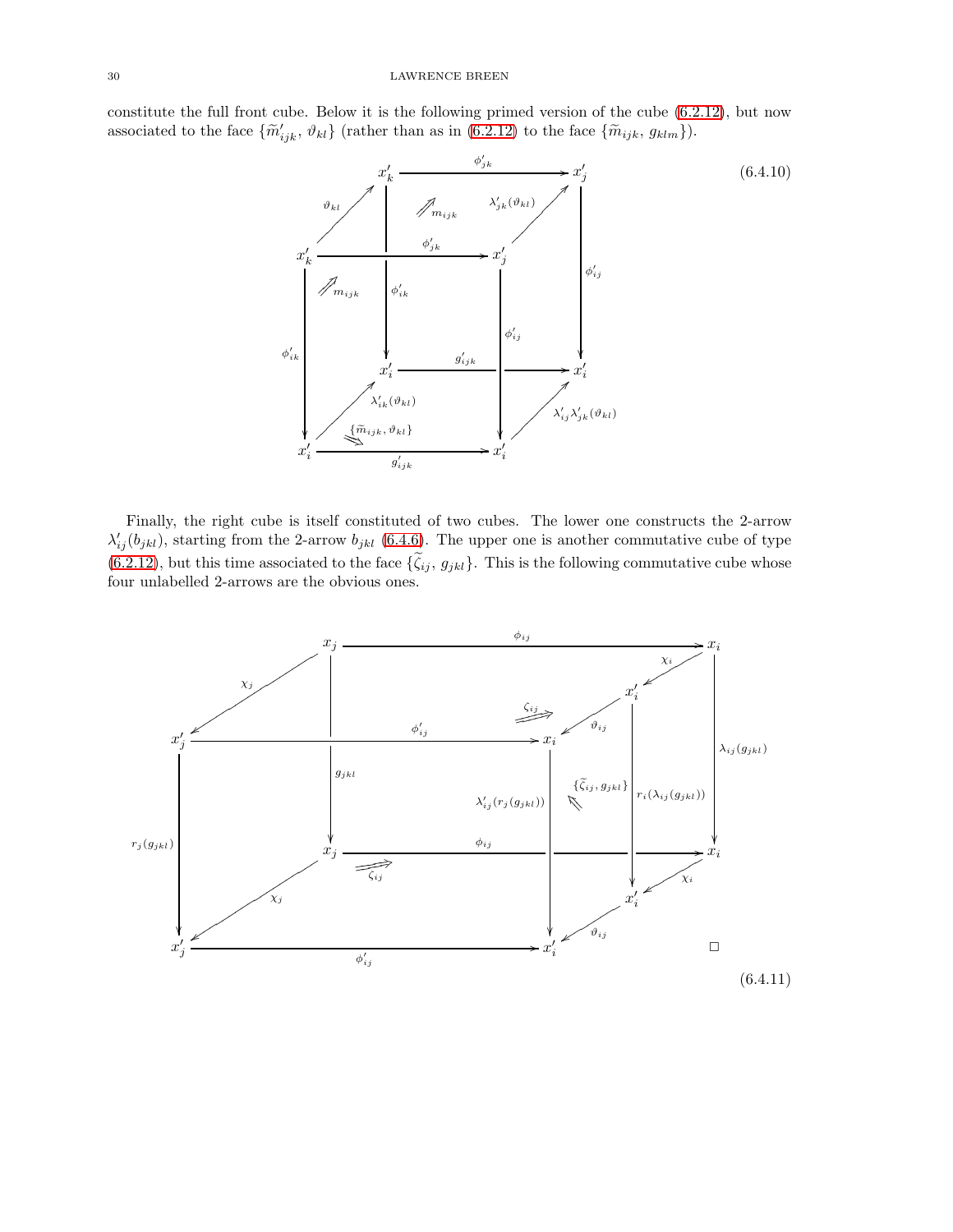constitute the full front cube. Below it is the following primed version of the cube (6.2.12), but now associated to the face $\{\widetilde{m}'_{ijk},\, \vartheta_{kl}\}$ (rather than as in (6.2.12) to the face $\{\widetilde{m}_{ijk},\, g_{klm}\}$).

(6.4.10)

Finally, the right cube is itself constituted of two cubes. The lower one constructs the 2-arrow $\lambda'_{ij}(b_{jkl})$, starting from the 2-arrow $b_{jkl}$ (6.4.6). The upper one is another commutative cube of type (6.2.12), but this time associated to the face $\{\widetilde{\zeta}_{ij},\, g_{jkl}\}$. This is the following commutative cube whose four unlabelled 2-arrows are the obvious ones.

□

(6.4.11)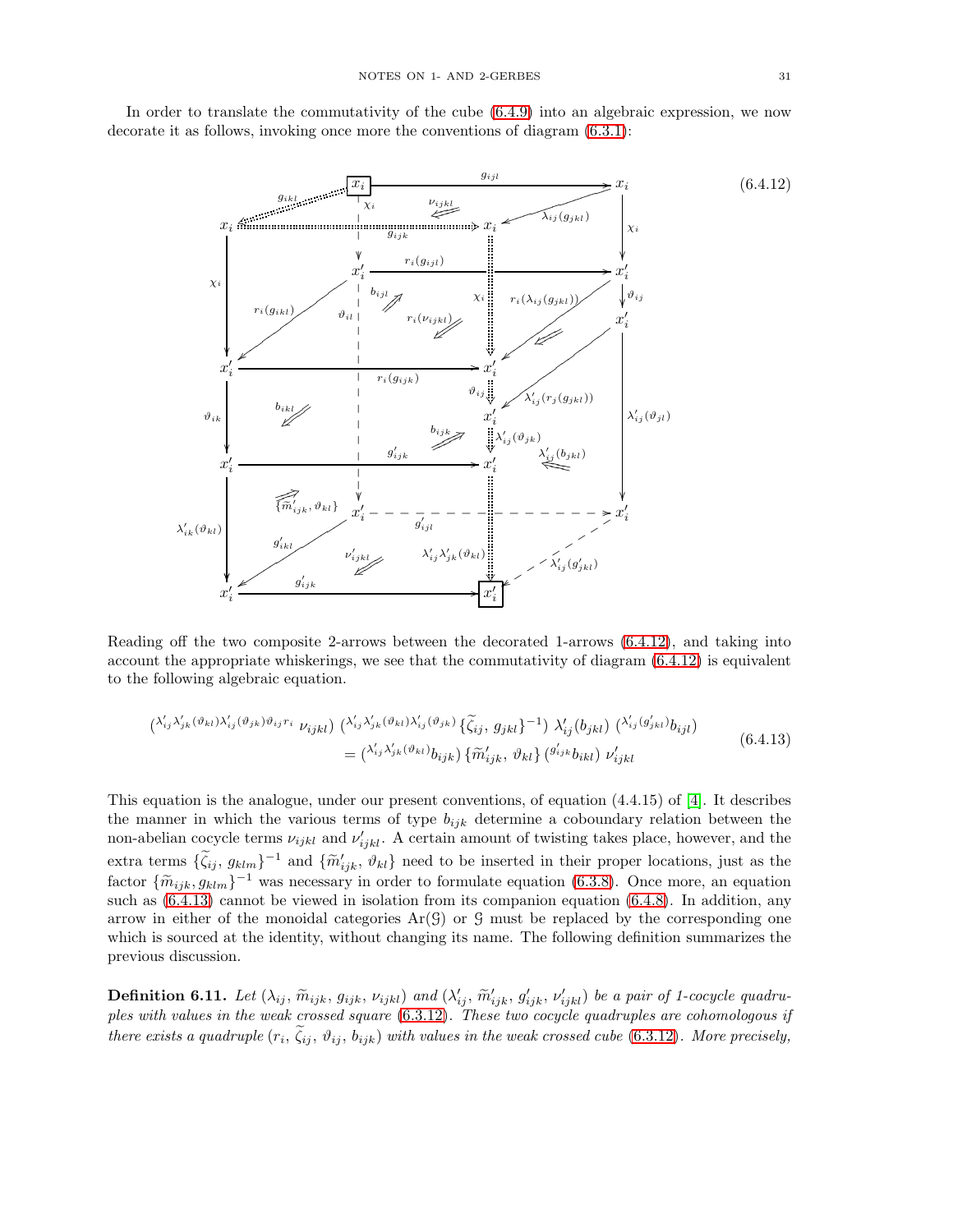In order to translate the commutativity of the cube (6.4.9) into an algebraic expression, we now decorate it as follows, invoking once more the conventions of diagram (6.3.1):

(6.4.12)

Reading off the two composite 2-arrows between the decorated 1-arrows (6.4.12), and taking into account the appropriate whiskerings, we see that the commutativity of diagram (6.4.12) is equivalent to the following algebraic equation.

$$
\begin{aligned}
&\left({}^{\lambda'_{ij}\lambda'_{jk}(\vartheta_{kl})\lambda'_{ij}(\vartheta_{jk})\vartheta_{ij}r_i}\,\nu_{ijkl}\right)\left({}^{\lambda'_{ij}\lambda'_{jk}(\vartheta_{kl})\lambda'_{ij}(\vartheta_{jk})}\{\widetilde{\zeta}_{ij},\, g_{jkl}\}^{-1}\right)\lambda'_{ij}(b_{jkl})\left({}^{\lambda'_{ij}(g'_{jkl})}b_{ijl}\right) \\
&\qquad = \left({}^{\lambda'_{ij}\lambda'_{jk}(\vartheta_{kl})}b_{ijk}\right)\{\widetilde{m}'_{ijk},\, \vartheta_{kl}\}\left({}^{g'_{ijk}}b_{ikl}\right)\nu'_{ijkl}
\end{aligned}
\tag{6.4.13}
$$

This equation is the analogue, under our present conventions, of equation (4.4.15) of [4]. It describes the manner in which the various terms of type $b_{ijk}$ determine a coboundary relation between the non-abelian cocycle terms $\nu_{ijkl}$ and $\nu'_{ijkl}$. A certain amount of twisting takes place, however, and the extra terms $\{\widetilde{\zeta}_{ij},\, g_{klm}\}^{-1}$ and $\{\widetilde{m}'_{ijk},\, \vartheta_{kl}\}$ need to be inserted in their proper locations, just as the factor $\{\widetilde{m}_{ijk}, g_{klm}\}^{-1}$ was necessary in order to formulate equation (6.3.8). Once more, an equation such as (6.4.13) cannot be viewed in isolation from its companion equation (6.4.8). In addition, any arrow in either of the monoidal categories $\mathrm{Ar}(\mathcal{G})$ or $\mathcal{G}$ must be replaced by the corresponding one which is sourced at the identity, without changing its name. The following definition summarizes the previous discussion.

**Definition 6.11.** *Let $(\lambda_{ij},\, \widetilde{m}_{ijk},\, g_{ijk},\, \nu_{ijkl})$ and $(\lambda'_{ij},\, \widetilde{m}'_{ijk},\, g'_{ijk},\, \nu'_{ijkl})$ be a pair of 1-cocycle quadruples with values in the weak crossed square (6.3.12). These two cocycle quadruples are cohomologous if there exists a quadruple $(r_i,\, \widetilde{\zeta}_{ij},\, \vartheta_{ij},\, b_{ijk})$ with values in the weak crossed cube (6.3.12). More precisely,*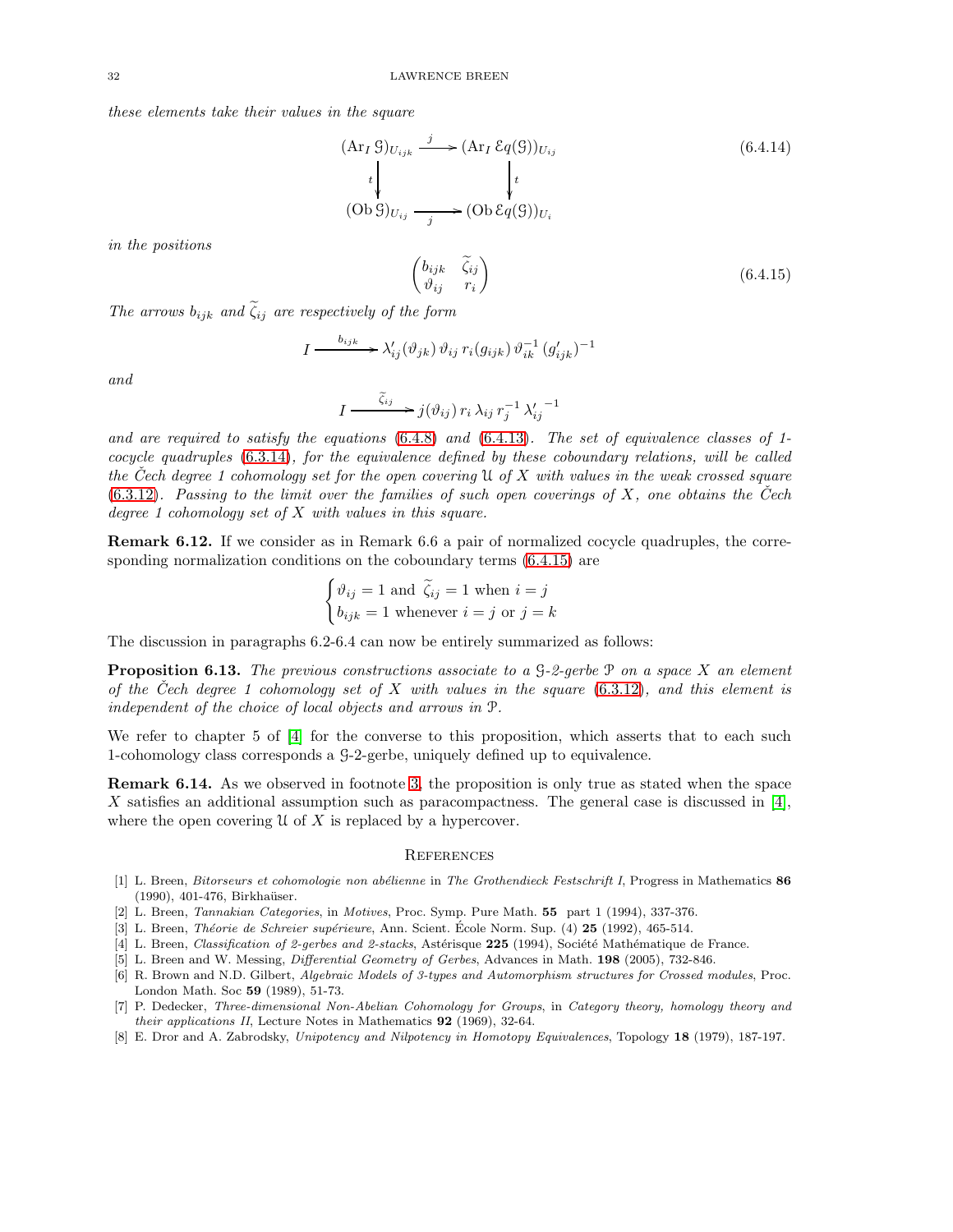*these elements take their values in the square*

$$\begin{array}{ccc} (\mathrm{Ar}_I\, \mathcal{G})_{U_{ijk}} & \xrightarrow{\;j\;} & (\mathrm{Ar}_I\, \mathcal{E}q(\mathcal{G}))_{U_{ij}} \\ {\scriptstyle t}\big\downarrow & & \big\downarrow{\scriptstyle t} \\ (\mathrm{Ob}\, \mathcal{G})_{U_{ij}} & \xrightarrow[\;j\;]{} & (\mathrm{Ob}\, \mathcal{E}q(\mathcal{G}))_{U_i} \end{array} \tag{6.4.14}$$

*in the positions*

$$\begin{pmatrix} b_{ijk} & \widetilde{\zeta}_{ij} \\ \vartheta_{ij} & r_i \end{pmatrix} \tag{6.4.15}$$

*The arrows $b_{ijk}$ and $\widetilde{\zeta}_{ij}$ are respectively of the form*

$$I \xrightarrow{\;b_{ijk}\;} \lambda'_{ij}(\vartheta_{jk})\, \vartheta_{ij}\, r_i(g_{ijk})\, \vartheta_{ik}^{-1}\, (g'_{ijk})^{-1}$$

*and*

$$I \xrightarrow{\;\widetilde{\zeta}_{ij}\;} j(\vartheta_{ij})\, r_i\, \lambda_{ij}\, r_j^{-1}\, {\lambda'_{ij}}^{-1}$$

*and are required to satisfy the equations (6.4.8) and (6.4.13). The set of equivalence classes of 1-cocycle quadruples (6.3.14), for the equivalence defined by these coboundary relations, will be called the Čech degree 1 cohomology set for the open covering $\mathcal{U}$ of $X$ with values in the weak crossed square (6.3.12). Passing to the limit over the families of such open coverings of $X$, one obtains the Čech degree 1 cohomology set of $X$ with values in this square.*

**Remark 6.12.** If we consider as in Remark 6.6 a pair of normalized cocycle quadruples, the corresponding normalization conditions on the coboundary terms (6.4.15) are

$$\begin{cases} \vartheta_{ij} = 1 \text{ and } \widetilde{\zeta}_{ij} = 1 \text{ when } i = j \\ b_{ijk} = 1 \text{ whenever } i = j \text{ or } j = k \end{cases}$$

The discussion in paragraphs 6.2-6.4 can now be entirely summarized as follows:

**Proposition 6.13.** *The previous constructions associate to a $\mathcal{G}$-2-gerbe $\mathcal{P}$ on a space $X$ an element of the Čech degree 1 cohomology set of $X$ with values in the square (6.3.12), and this element is independent of the choice of local objects and arrows in $\mathcal{P}$.*

We refer to chapter 5 of [4] for the converse to this proposition, which asserts that to each such 1-cohomology class corresponds a $\mathcal{G}$-2-gerbe, uniquely defined up to equivalence.

**Remark 6.14.** As we observed in footnote 3, the proposition is only true as stated when the space $X$ satisfies an additional assumption such as paracompactness. The general case is discussed in [4], where the open covering $\mathcal{U}$ of $X$ is replaced by a hypercover.

## References

[1] L. Breen, *Bitorseurs et cohomologie non abélienne* in *The Grothendieck Festschrift I*, Progress in Mathematics **86** (1990), 401-476, Birkhaüser.

[2] L. Breen, *Tannakian Categories*, in *Motives*, Proc. Symp. Pure Math. **55** part 1 (1994), 337-376.

[3] L. Breen, *Théorie de Schreier supérieure*, Ann. Scient. École Norm. Sup. (4) **25** (1992), 465-514.

[4] L. Breen, *Classification of 2-gerbes and 2-stacks*, Astérisque **225** (1994), Société Mathématique de France.

[5] L. Breen and W. Messing, *Differential Geometry of Gerbes*, Advances in Math. **198** (2005), 732-846.

[6] R. Brown and N.D. Gilbert, *Algebraic Models of 3-types and Automorphism structures for Crossed modules*, Proc. London Math. Soc **59** (1989), 51-73.

[7] P. Dedecker, *Three-dimensional Non-Abelian Cohomology for Groups*, in *Category theory, homology theory and their applications II*, Lecture Notes in Mathematics **92** (1969), 32-64.

[8] E. Dror and A. Zabrodsky, *Unipotency and Nilpotency in Homotopy Equivalences*, Topology **18** (1979), 187-197.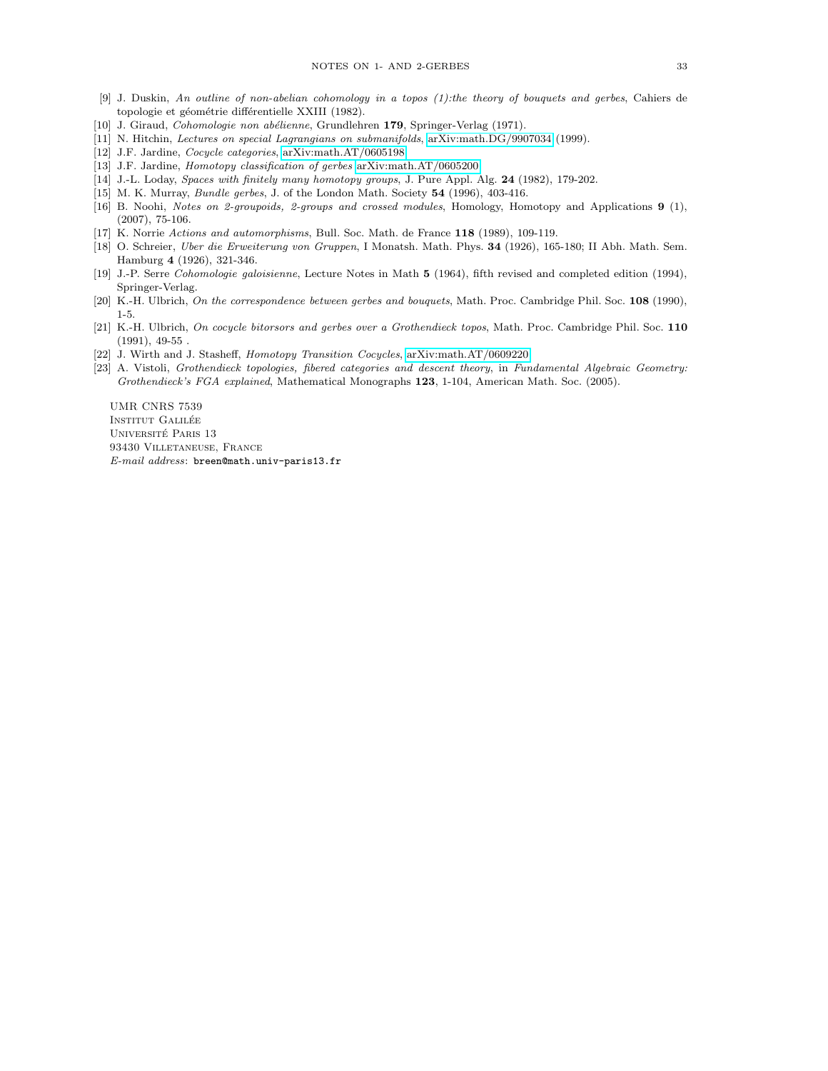[9] J. Duskin, *An outline of non-abelian cohomology in a topos (1):the theory of bouquets and gerbes*, Cahiers de topologie et géométrie différentielle XXIII (1982).

[10] J. Giraud, *Cohomologie non abélienne*, Grundlehren **179**, Springer-Verlag (1971).

[11] N. Hitchin, *Lectures on special Lagrangians on submanifolds*, arXiv:math.DG/9907034 (1999).

[12] J.F. Jardine, *Cocycle categories*, arXiv:math.AT/0605198.

[13] J.F. Jardine, *Homotopy classification of gerbes* arXiv:math.AT/0605200.

[14] J.-L. Loday, *Spaces with finitely many homotopy groups*, J. Pure Appl. Alg. **24** (1982), 179-202.

[15] M. K. Murray, *Bundle gerbes*, J. of the London Math. Society **54** (1996), 403-416.

[16] B. Noohi, *Notes on 2-groupoids, 2-groups and crossed modules*, Homology, Homotopy and Applications **9** (1), (2007), 75-106.

[17] K. Norrie *Actions and automorphisms*, Bull. Soc. Math. de France **118** (1989), 109-119.

[18] O. Schreier, *Uber die Erweiterung von Gruppen*, I Monatsh. Math. Phys. **34** (1926), 165-180; II Abh. Math. Sem. Hamburg **4** (1926), 321-346.

[19] J.-P. Serre *Cohomologie galoisienne*, Lecture Notes in Math **5** (1964), fifth revised and completed edition (1994), Springer-Verlag.

[20] K.-H. Ulbrich, *On the correspondence between gerbes and bouquets*, Math. Proc. Cambridge Phil. Soc. **108** (1990), 1-5.

[21] K.-H. Ulbrich, *On cocycle bitorsors and gerbes over a Grothendieck topos*, Math. Proc. Cambridge Phil. Soc. **110** (1991), 49-55 .

[22] J. Wirth and J. Stasheff, *Homotopy Transition Cocycles*, arXiv:math.AT/0609220.

[23] A. Vistoli, *Grothendieck topologies, fibered categories and descent theory*, in *Fundamental Algebraic Geometry: Grothendieck's FGA explained*, Mathematical Monographs **123**, 1-104, American Math. Soc. (2005).

UMR CNRS 7539
Institut Galilée
Université Paris 13
93430 Villetaneuse, France
*E-mail address*: breen@math.univ-paris13.fr